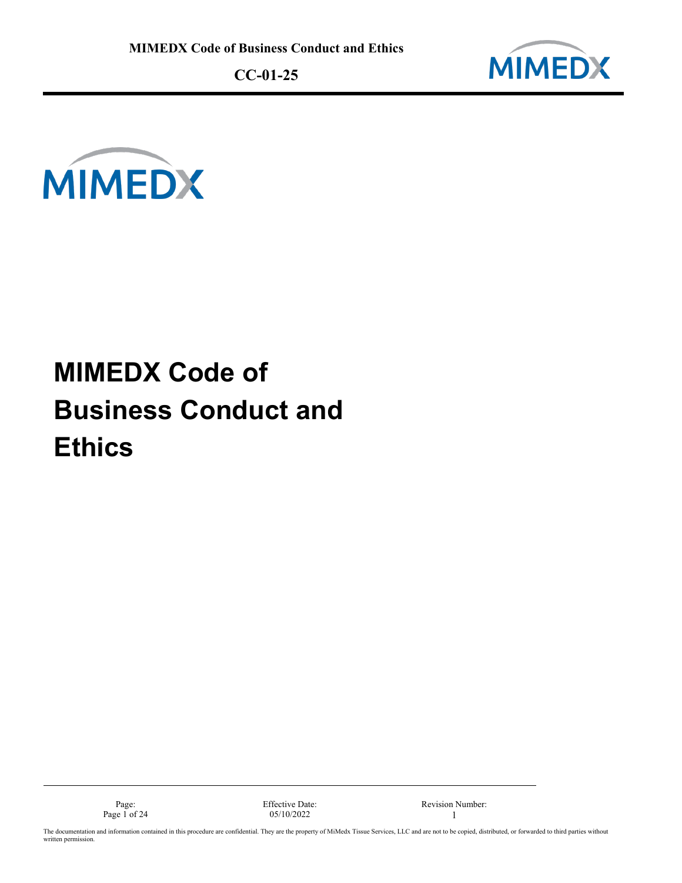# MIMEDX Code of Business Conduct and Ethics

| Page: | Effective Date: | Revision Number: |
| --- | --- | --- |
| Page 1 of 24 | 05/10/2022 | 1 |

The documentation and information contained in this procedure are confidential. They are the property of MiMedx Tissue Services, LLC and are not to be copied, distributed, or forwarded to third parties without written permission.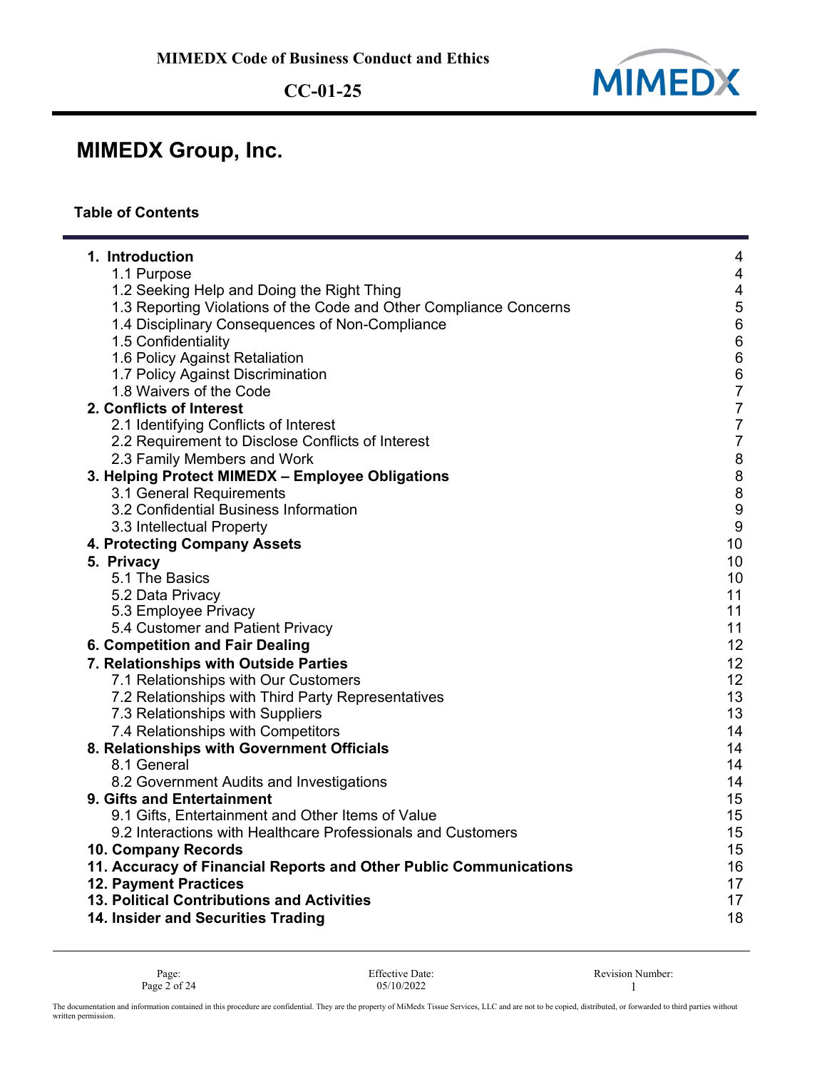# MIMEDX Group, Inc.

**Table of Contents**

| | |
|---|---|
| **1. Introduction** | 4 |
| 1.1 Purpose | 4 |
| 1.2 Seeking Help and Doing the Right Thing | 4 |
| 1.3 Reporting Violations of the Code and Other Compliance Concerns | 5 |
| 1.4 Disciplinary Consequences of Non-Compliance | 6 |
| 1.5 Confidentiality | 6 |
| 1.6 Policy Against Retaliation | 6 |
| 1.7 Policy Against Discrimination | 6 |
| 1.8 Waivers of the Code | 7 |
| **2. Conflicts of Interest** | 7 |
| 2.1 Identifying Conflicts of Interest | 7 |
| 2.2 Requirement to Disclose Conflicts of Interest | 7 |
| 2.3 Family Members and Work | 8 |
| **3. Helping Protect MIMEDX – Employee Obligations** | 8 |
| 3.1 General Requirements | 8 |
| 3.2 Confidential Business Information | 9 |
| 3.3 Intellectual Property | 9 |
| **4. Protecting Company Assets** | 10 |
| **5. Privacy** | 10 |
| 5.1 The Basics | 10 |
| 5.2 Data Privacy | 11 |
| 5.3 Employee Privacy | 11 |
| 5.4 Customer and Patient Privacy | 11 |
| **6. Competition and Fair Dealing** | 12 |
| **7. Relationships with Outside Parties** | 12 |
| 7.1 Relationships with Our Customers | 12 |
| 7.2 Relationships with Third Party Representatives | 13 |
| 7.3 Relationships with Suppliers | 13 |
| 7.4 Relationships with Competitors | 14 |
| **8. Relationships with Government Officials** | 14 |
| 8.1 General | 14 |
| 8.2 Government Audits and Investigations | 14 |
| **9. Gifts and Entertainment** | 15 |
| 9.1 Gifts, Entertainment and Other Items of Value | 15 |
| 9.2 Interactions with Healthcare Professionals and Customers | 15 |
| **10. Company Records** | 15 |
| **11. Accuracy of Financial Reports and Other Public Communications** | 16 |
| **12. Payment Practices** | 17 |
| **13. Political Contributions and Activities** | 17 |
| **14. Insider and Securities Trading** | 18 |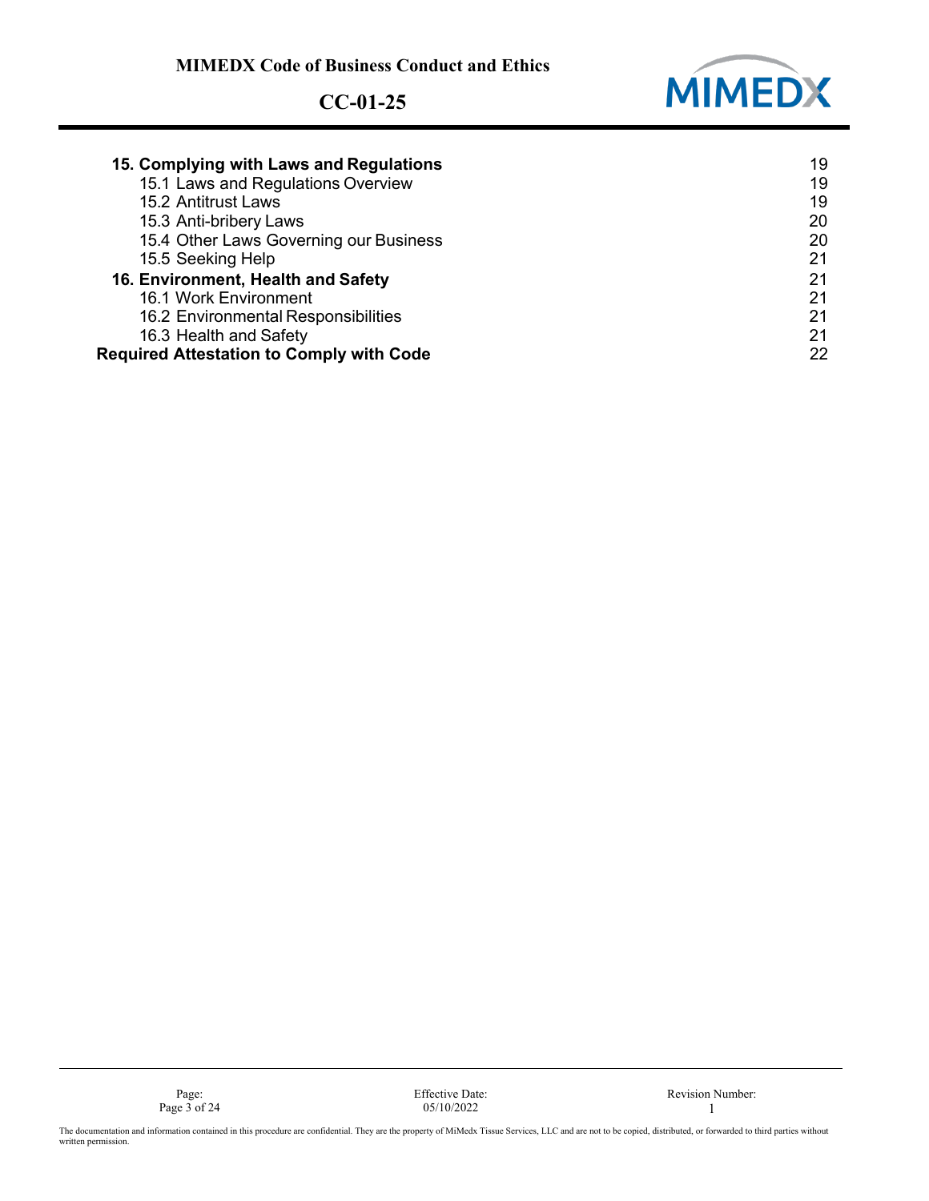| | |
|---|---|
| **15. Complying with Laws and Regulations** | 19 |
| 15.1 Laws and Regulations Overview | 19 |
| 15.2 Antitrust Laws | 19 |
| 15.3 Anti-bribery Laws | 20 |
| 15.4 Other Laws Governing our Business | 20 |
| 15.5 Seeking Help | 21 |
| **16. Environment, Health and Safety** | 21 |
| 16.1 Work Environment | 21 |
| 16.2 Environmental Responsibilities | 21 |
| 16.3 Health and Safety | 21 |
| **Required Attestation to Comply with Code** | 22 |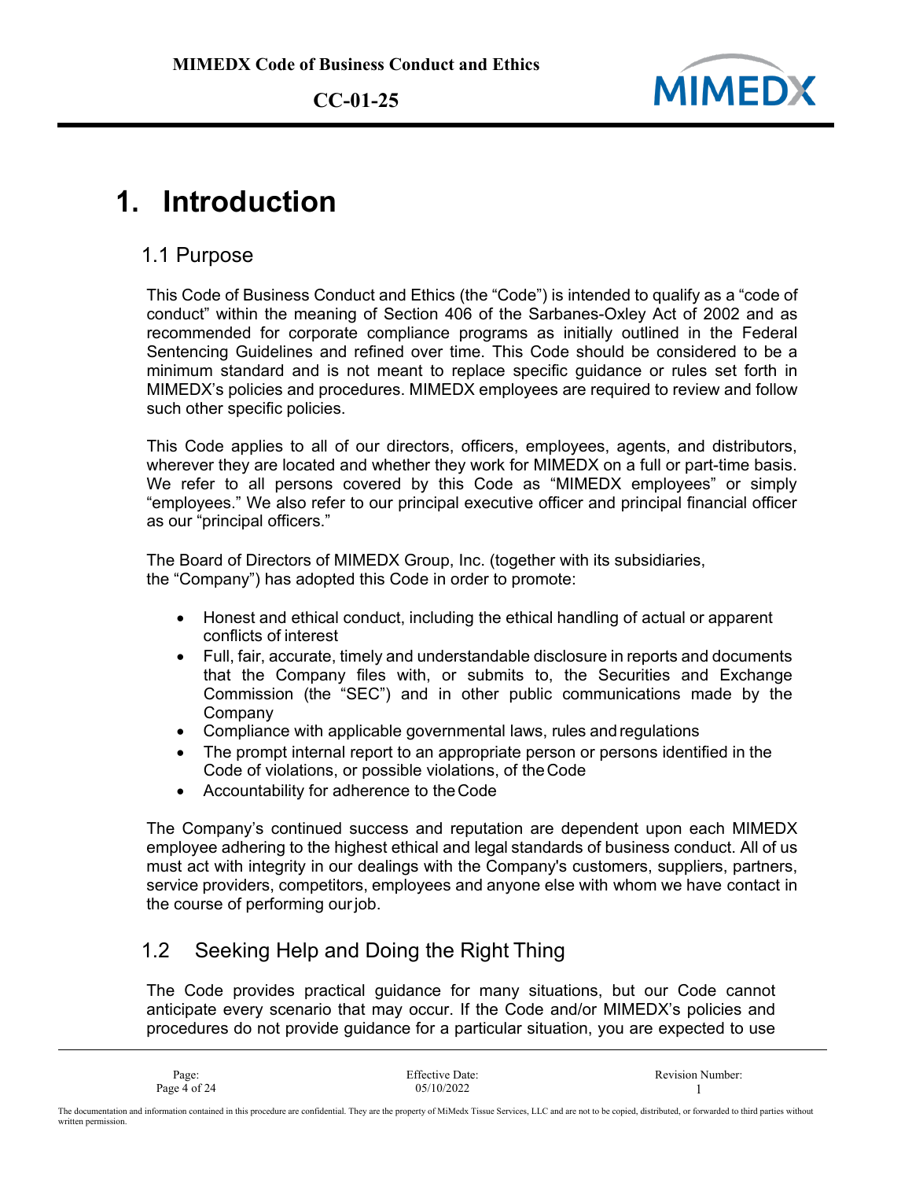# 1. Introduction

## 1.1 Purpose

This Code of Business Conduct and Ethics (the "Code") is intended to qualify as a "code of conduct" within the meaning of Section 406 of the Sarbanes-Oxley Act of 2002 and as recommended for corporate compliance programs as initially outlined in the Federal Sentencing Guidelines and refined over time. This Code should be considered to be a minimum standard and is not meant to replace specific guidance or rules set forth in MIMEDX's policies and procedures. MIMEDX employees are required to review and follow such other specific policies.

This Code applies to all of our directors, officers, employees, agents, and distributors, wherever they are located and whether they work for MIMEDX on a full or part-time basis. We refer to all persons covered by this Code as "MIMEDX employees" or simply "employees." We also refer to our principal executive officer and principal financial officer as our "principal officers."

The Board of Directors of MIMEDX Group, Inc. (together with its subsidiaries, the "Company") has adopted this Code in order to promote:

- Honest and ethical conduct, including the ethical handling of actual or apparent conflicts of interest
- Full, fair, accurate, timely and understandable disclosure in reports and documents that the Company files with, or submits to, the Securities and Exchange Commission (the "SEC") and in other public communications made by the Company
- Compliance with applicable governmental laws, rules and regulations
- The prompt internal report to an appropriate person or persons identified in the Code of violations, or possible violations, of the Code
- Accountability for adherence to the Code

The Company's continued success and reputation are dependent upon each MIMEDX employee adhering to the highest ethical and legal standards of business conduct. All of us must act with integrity in our dealings with the Company's customers, suppliers, partners, service providers, competitors, employees and anyone else with whom we have contact in the course of performing our job.

## 1.2 Seeking Help and Doing the Right Thing

The Code provides practical guidance for many situations, but our Code cannot anticipate every scenario that may occur. If the Code and/or MIMEDX's policies and procedures do not provide guidance for a particular situation, you are expected to use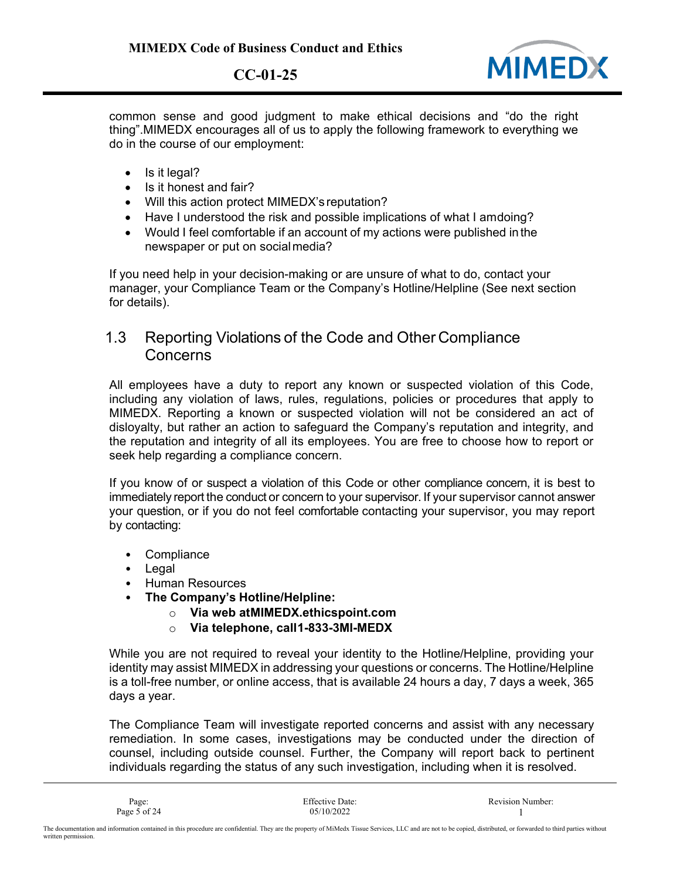common sense and good judgment to make ethical decisions and "do the right thing".MIMEDX encourages all of us to apply the following framework to everything we do in the course of our employment:

- Is it legal?
- Is it honest and fair?
- Will this action protect MIMEDX's reputation?
- Have I understood the risk and possible implications of what I amdoing?
- Would I feel comfortable if an account of my actions were published in the newspaper or put on social media?

If you need help in your decision-making or are unsure of what to do, contact your manager, your Compliance Team or the Company's Hotline/Helpline (See next section for details).

## 1.3 Reporting Violations of the Code and Other Compliance Concerns

All employees have a duty to report any known or suspected violation of this Code, including any violation of laws, rules, regulations, policies or procedures that apply to MIMEDX. Reporting a known or suspected violation will not be considered an act of disloyalty, but rather an action to safeguard the Company's reputation and integrity, and the reputation and integrity of all its employees. You are free to choose how to report or seek help regarding a compliance concern.

If you know of or suspect a violation of this Code or other compliance concern, it is best to immediately report the conduct or concern to your supervisor. If your supervisor cannot answer your question, or if you do not feel comfortable contacting your supervisor, you may report by contacting:

- Compliance
- Legal
- Human Resources
- **The Company's Hotline/Helpline:**
  - **Via web atMIMEDX.ethicspoint.com**
  - **Via telephone, call1-833-3MI-MEDX**

While you are not required to reveal your identity to the Hotline/Helpline, providing your identity may assist MIMEDX in addressing your questions or concerns. The Hotline/Helpline is a toll-free number, or online access, that is available 24 hours a day, 7 days a week, 365 days a year.

The Compliance Team will investigate reported concerns and assist with any necessary remediation. In some cases, investigations may be conducted under the direction of counsel, including outside counsel. Further, the Company will report back to pertinent individuals regarding the status of any such investigation, including when it is resolved.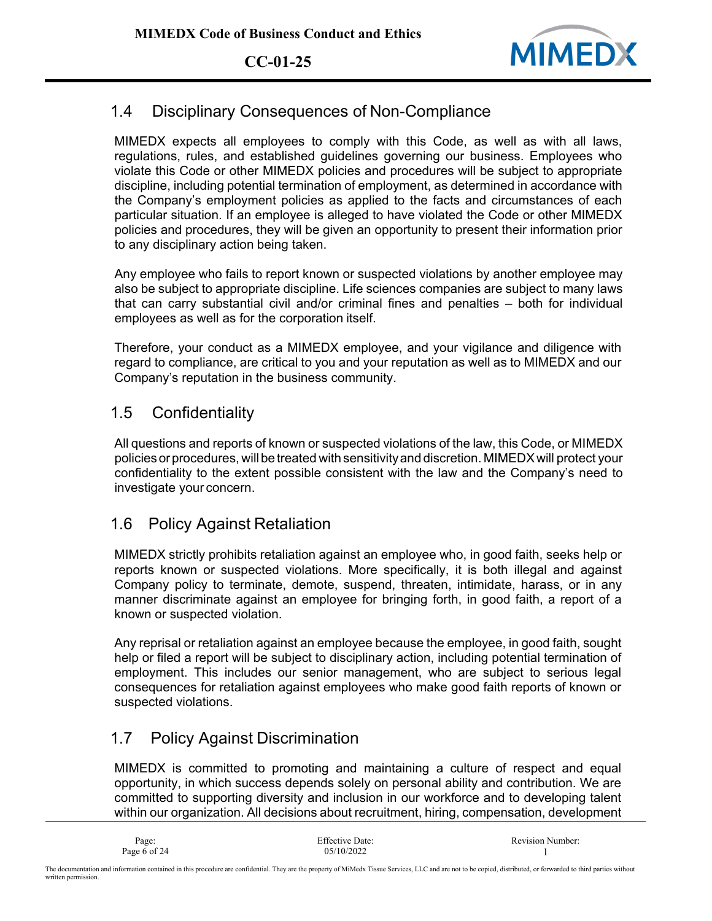## 1.4 Disciplinary Consequences of Non-Compliance

MIMEDX expects all employees to comply with this Code, as well as with all laws, regulations, rules, and established guidelines governing our business. Employees who violate this Code or other MIMEDX policies and procedures will be subject to appropriate discipline, including potential termination of employment, as determined in accordance with the Company's employment policies as applied to the facts and circumstances of each particular situation. If an employee is alleged to have violated the Code or other MIMEDX policies and procedures, they will be given an opportunity to present their information prior to any disciplinary action being taken.

Any employee who fails to report known or suspected violations by another employee may also be subject to appropriate discipline. Life sciences companies are subject to many laws that can carry substantial civil and/or criminal fines and penalties – both for individual employees as well as for the corporation itself.

Therefore, your conduct as a MIMEDX employee, and your vigilance and diligence with regard to compliance, are critical to you and your reputation as well as to MIMEDX and our Company's reputation in the business community.

## 1.5 Confidentiality

All questions and reports of known or suspected violations of the law, this Code, or MIMEDX policies or procedures, will be treated with sensitivity and discretion. MIMEDX will protect your confidentiality to the extent possible consistent with the law and the Company's need to investigate your concern.

## 1.6 Policy Against Retaliation

MIMEDX strictly prohibits retaliation against an employee who, in good faith, seeks help or reports known or suspected violations. More specifically, it is both illegal and against Company policy to terminate, demote, suspend, threaten, intimidate, harass, or in any manner discriminate against an employee for bringing forth, in good faith, a report of a known or suspected violation.

Any reprisal or retaliation against an employee because the employee, in good faith, sought help or filed a report will be subject to disciplinary action, including potential termination of employment. This includes our senior management, who are subject to serious legal consequences for retaliation against employees who make good faith reports of known or suspected violations.

## 1.7 Policy Against Discrimination

MIMEDX is committed to promoting and maintaining a culture of respect and equal opportunity, in which success depends solely on personal ability and contribution. We are committed to supporting diversity and inclusion in our workforce and to developing talent within our organization. All decisions about recruitment, hiring, compensation, development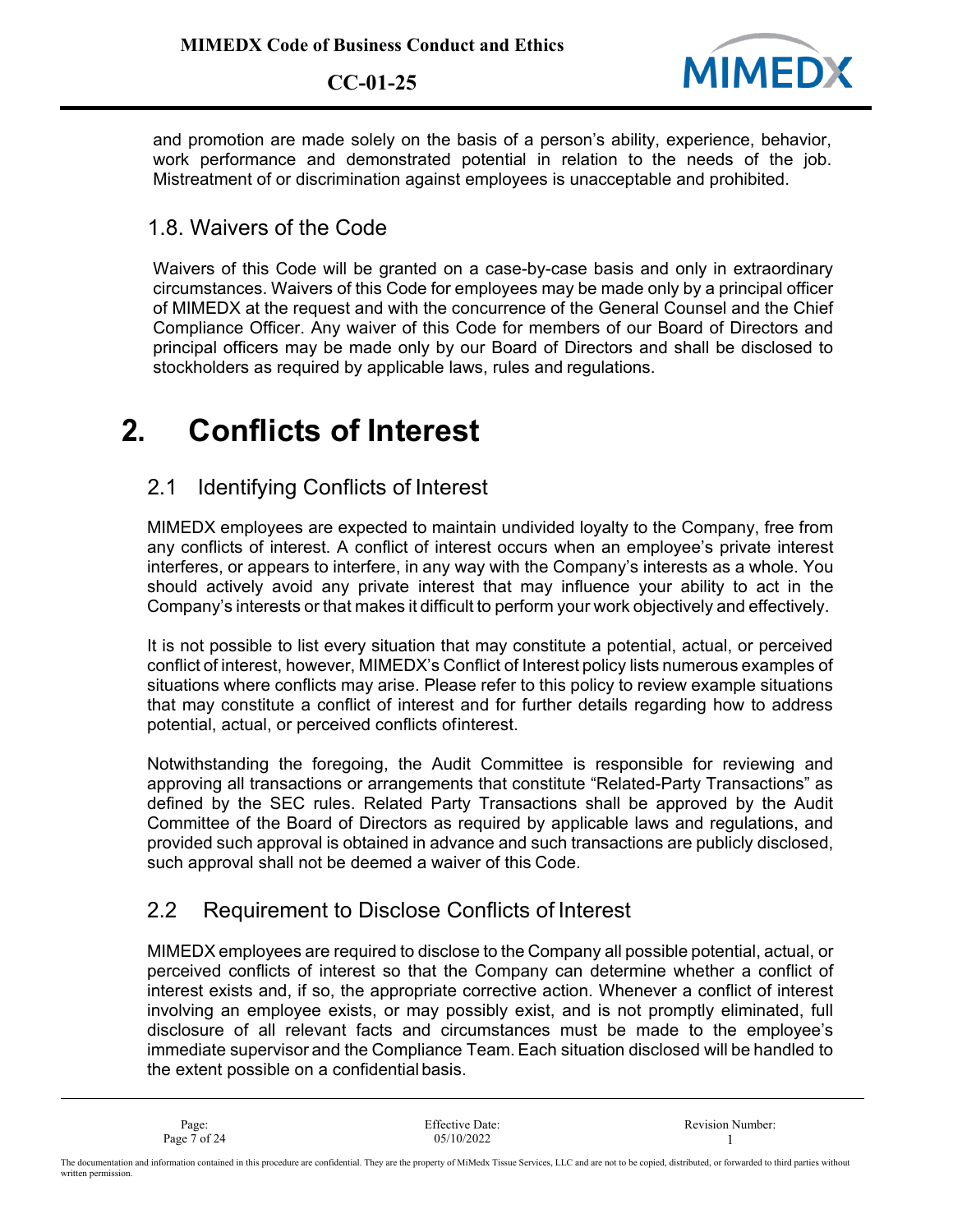and promotion are made solely on the basis of a person's ability, experience, behavior, work performance and demonstrated potential in relation to the needs of the job. Mistreatment of or discrimination against employees is unacceptable and prohibited.

## 1.8. Waivers of the Code

Waivers of this Code will be granted on a case-by-case basis and only in extraordinary circumstances. Waivers of this Code for employees may be made only by a principal officer of MIMEDX at the request and with the concurrence of the General Counsel and the Chief Compliance Officer. Any waiver of this Code for members of our Board of Directors and principal officers may be made only by our Board of Directors and shall be disclosed to stockholders as required by applicable laws, rules and regulations.

# 2. Conflicts of Interest

## 2.1 Identifying Conflicts of Interest

MIMEDX employees are expected to maintain undivided loyalty to the Company, free from any conflicts of interest. A conflict of interest occurs when an employee's private interest interferes, or appears to interfere, in any way with the Company's interests as a whole. You should actively avoid any private interest that may influence your ability to act in the Company's interests or that makes it difficult to perform your work objectively and effectively.

It is not possible to list every situation that may constitute a potential, actual, or perceived conflict of interest, however, MIMEDX's Conflict of Interest policy lists numerous examples of situations where conflicts may arise. Please refer to this policy to review example situations that may constitute a conflict of interest and for further details regarding how to address potential, actual, or perceived conflicts ofinterest.

Notwithstanding the foregoing, the Audit Committee is responsible for reviewing and approving all transactions or arrangements that constitute "Related-Party Transactions" as defined by the SEC rules. Related Party Transactions shall be approved by the Audit Committee of the Board of Directors as required by applicable laws and regulations, and provided such approval is obtained in advance and such transactions are publicly disclosed, such approval shall not be deemed a waiver of this Code.

## 2.2 Requirement to Disclose Conflicts of Interest

MIMEDX employees are required to disclose to the Company all possible potential, actual, or perceived conflicts of interest so that the Company can determine whether a conflict of interest exists and, if so, the appropriate corrective action. Whenever a conflict of interest involving an employee exists, or may possibly exist, and is not promptly eliminated, full disclosure of all relevant facts and circumstances must be made to the employee's immediate supervisor and the Compliance Team. Each situation disclosed will be handled to the extent possible on a confidential basis.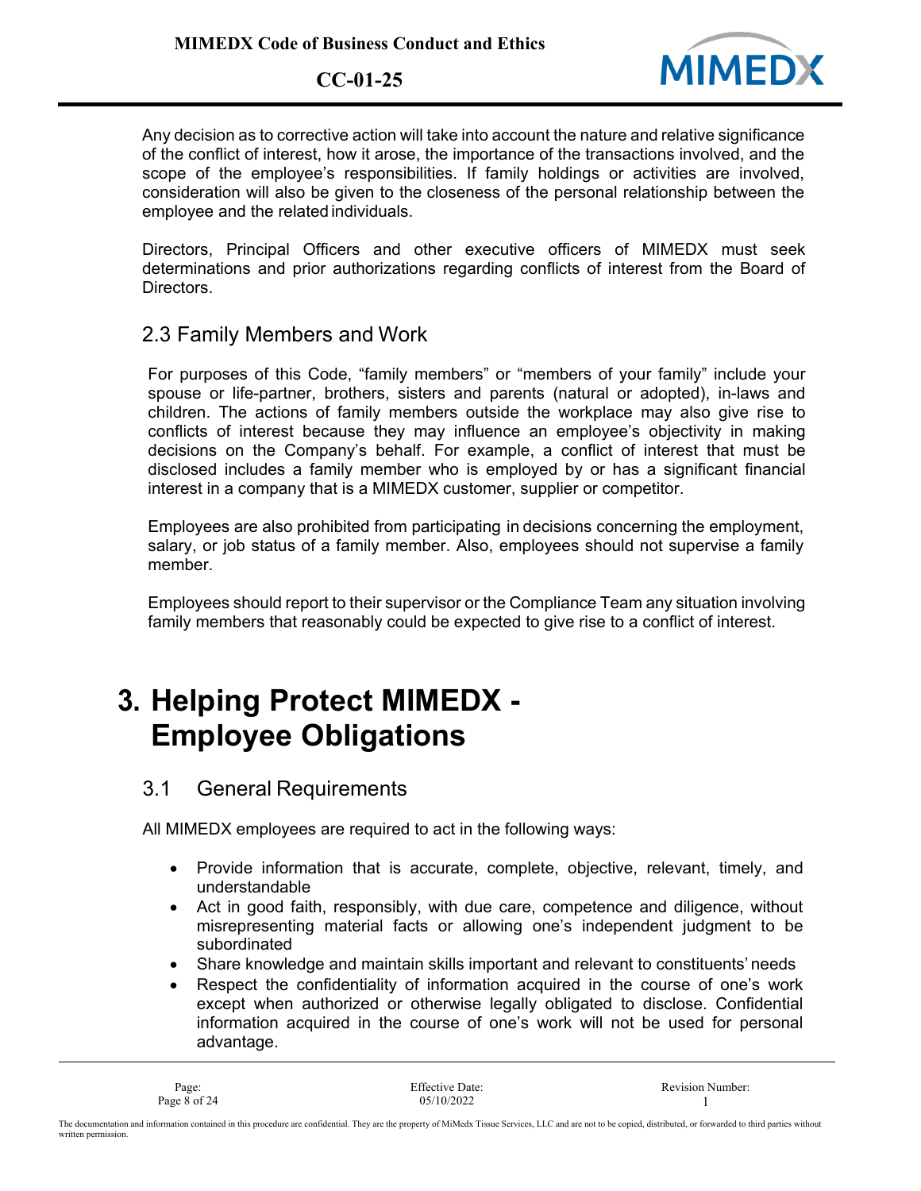Any decision as to corrective action will take into account the nature and relative significance of the conflict of interest, how it arose, the importance of the transactions involved, and the scope of the employee's responsibilities. If family holdings or activities are involved, consideration will also be given to the closeness of the personal relationship between the employee and the related individuals.

Directors, Principal Officers and other executive officers of MIMEDX must seek determinations and prior authorizations regarding conflicts of interest from the Board of Directors.

## 2.3 Family Members and Work

For purposes of this Code, "family members" or "members of your family" include your spouse or life-partner, brothers, sisters and parents (natural or adopted), in-laws and children. The actions of family members outside the workplace may also give rise to conflicts of interest because they may influence an employee's objectivity in making decisions on the Company's behalf. For example, a conflict of interest that must be disclosed includes a family member who is employed by or has a significant financial interest in a company that is a MIMEDX customer, supplier or competitor.

Employees are also prohibited from participating in decisions concerning the employment, salary, or job status of a family member. Also, employees should not supervise a family member.

Employees should report to their supervisor or the Compliance Team any situation involving family members that reasonably could be expected to give rise to a conflict of interest.

# 3. Helping Protect MIMEDX - Employee Obligations

## 3.1 General Requirements

All MIMEDX employees are required to act in the following ways:

- Provide information that is accurate, complete, objective, relevant, timely, and understandable
- Act in good faith, responsibly, with due care, competence and diligence, without misrepresenting material facts or allowing one's independent judgment to be subordinated
- Share knowledge and maintain skills important and relevant to constituents' needs
- Respect the confidentiality of information acquired in the course of one's work except when authorized or otherwise legally obligated to disclose. Confidential information acquired in the course of one's work will not be used for personal advantage.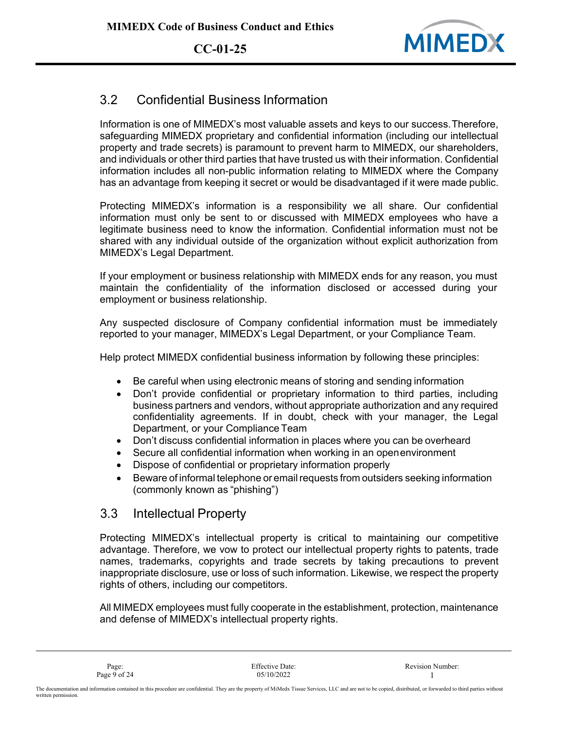## 3.2 Confidential Business Information

Information is one of MIMEDX's most valuable assets and keys to our success. Therefore, safeguarding MIMEDX proprietary and confidential information (including our intellectual property and trade secrets) is paramount to prevent harm to MIMEDX, our shareholders, and individuals or other third parties that have trusted us with their information. Confidential information includes all non-public information relating to MIMEDX where the Company has an advantage from keeping it secret or would be disadvantaged if it were made public.

Protecting MIMEDX's information is a responsibility we all share. Our confidential information must only be sent to or discussed with MIMEDX employees who have a legitimate business need to know the information. Confidential information must not be shared with any individual outside of the organization without explicit authorization from MIMEDX's Legal Department.

If your employment or business relationship with MIMEDX ends for any reason, you must maintain the confidentiality of the information disclosed or accessed during your employment or business relationship.

Any suspected disclosure of Company confidential information must be immediately reported to your manager, MIMEDX's Legal Department, or your Compliance Team.

Help protect MIMEDX confidential business information by following these principles:

- Be careful when using electronic means of storing and sending information
- Don't provide confidential or proprietary information to third parties, including business partners and vendors, without appropriate authorization and any required confidentiality agreements. If in doubt, check with your manager, the Legal Department, or your Compliance Team
- Don't discuss confidential information in places where you can be overheard
- Secure all confidential information when working in an open environment
- Dispose of confidential or proprietary information properly
- Beware of informal telephone or email requests from outsiders seeking information (commonly known as "phishing")

## 3.3 Intellectual Property

Protecting MIMEDX's intellectual property is critical to maintaining our competitive advantage. Therefore, we vow to protect our intellectual property rights to patents, trade names, trademarks, copyrights and trade secrets by taking precautions to prevent inappropriate disclosure, use or loss of such information. Likewise, we respect the property rights of others, including our competitors.

All MIMEDX employees must fully cooperate in the establishment, protection, maintenance and defense of MIMEDX's intellectual property rights.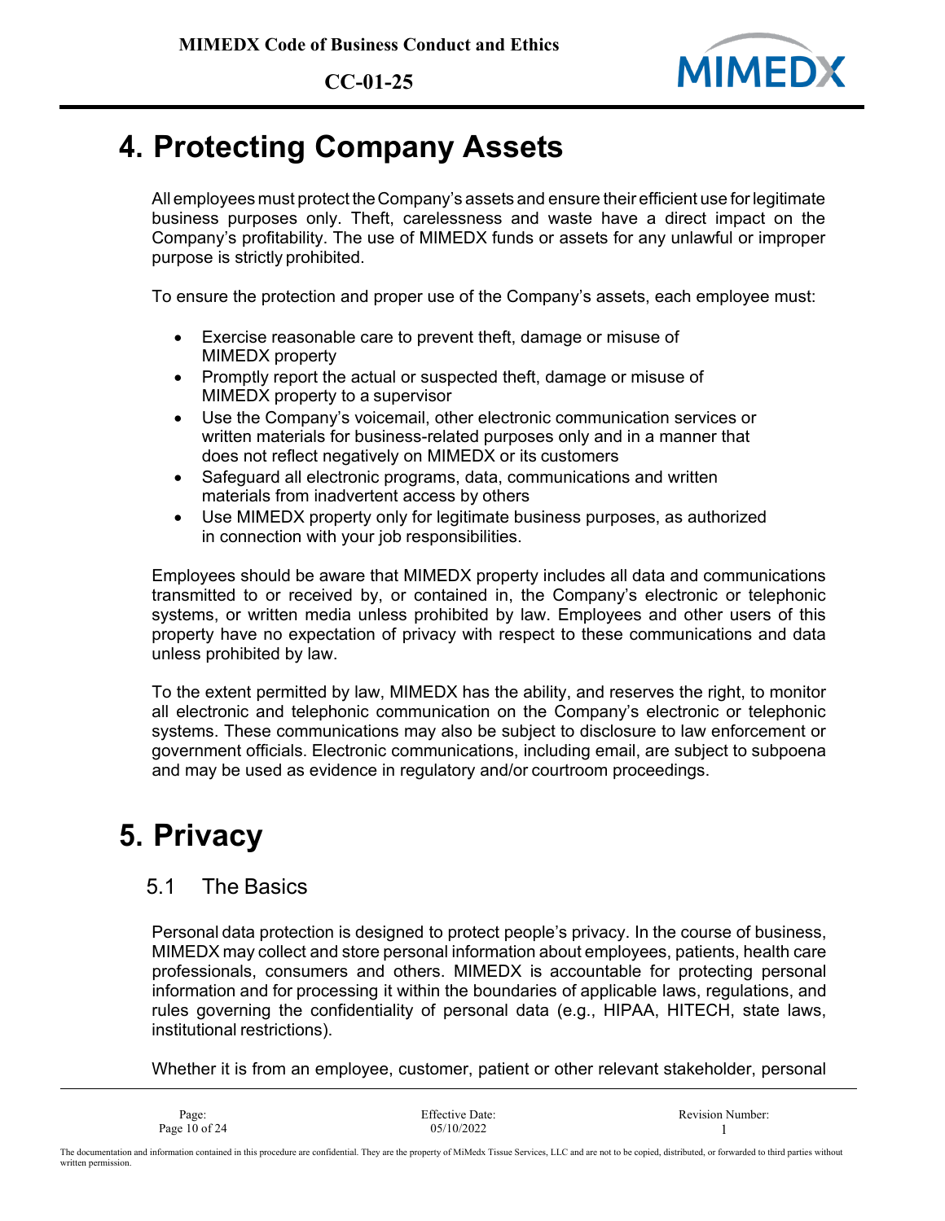# 4. Protecting Company Assets

All employees must protect the Company's assets and ensure their efficient use for legitimate business purposes only. Theft, carelessness and waste have a direct impact on the Company's profitability. The use of MIMEDX funds or assets for any unlawful or improper purpose is strictly prohibited.

To ensure the protection and proper use of the Company's assets, each employee must:

- Exercise reasonable care to prevent theft, damage or misuse of MIMEDX property
- Promptly report the actual or suspected theft, damage or misuse of MIMEDX property to a supervisor
- Use the Company's voicemail, other electronic communication services or written materials for business-related purposes only and in a manner that does not reflect negatively on MIMEDX or its customers
- Safeguard all electronic programs, data, communications and written materials from inadvertent access by others
- Use MIMEDX property only for legitimate business purposes, as authorized in connection with your job responsibilities.

Employees should be aware that MIMEDX property includes all data and communications transmitted to or received by, or contained in, the Company's electronic or telephonic systems, or written media unless prohibited by law. Employees and other users of this property have no expectation of privacy with respect to these communications and data unless prohibited by law.

To the extent permitted by law, MIMEDX has the ability, and reserves the right, to monitor all electronic and telephonic communication on the Company's electronic or telephonic systems. These communications may also be subject to disclosure to law enforcement or government officials. Electronic communications, including email, are subject to subpoena and may be used as evidence in regulatory and/or courtroom proceedings.

# 5. Privacy

## 5.1 The Basics

Personal data protection is designed to protect people's privacy. In the course of business, MIMEDX may collect and store personal information about employees, patients, health care professionals, consumers and others. MIMEDX is accountable for protecting personal information and for processing it within the boundaries of applicable laws, regulations, and rules governing the confidentiality of personal data (e.g., HIPAA, HITECH, state laws, institutional restrictions).

Whether it is from an employee, customer, patient or other relevant stakeholder, personal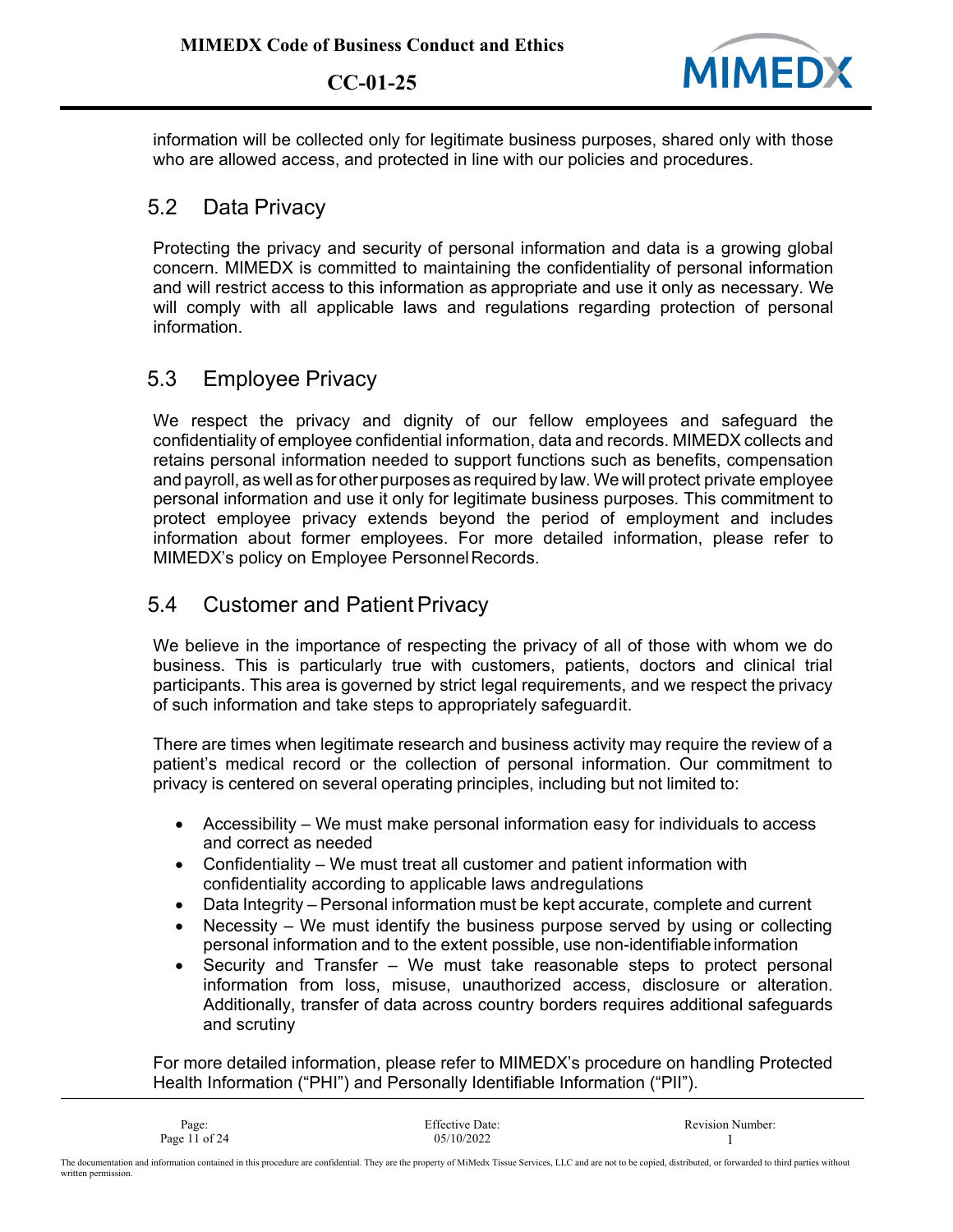information will be collected only for legitimate business purposes, shared only with those who are allowed access, and protected in line with our policies and procedures.

## 5.2 Data Privacy

Protecting the privacy and security of personal information and data is a growing global concern. MIMEDX is committed to maintaining the confidentiality of personal information and will restrict access to this information as appropriate and use it only as necessary. We will comply with all applicable laws and regulations regarding protection of personal information.

## 5.3 Employee Privacy

We respect the privacy and dignity of our fellow employees and safeguard the confidentiality of employee confidential information, data and records. MIMEDX collects and retains personal information needed to support functions such as benefits, compensation and payroll, as well as for other purposes as required by law. We will protect private employee personal information and use it only for legitimate business purposes. This commitment to protect employee privacy extends beyond the period of employment and includes information about former employees. For more detailed information, please refer to MIMEDX's policy on Employee Personnel Records.

## 5.4 Customer and Patient Privacy

We believe in the importance of respecting the privacy of all of those with whom we do business. This is particularly true with customers, patients, doctors and clinical trial participants. This area is governed by strict legal requirements, and we respect the privacy of such information and take steps to appropriately safeguard it.

There are times when legitimate research and business activity may require the review of a patient's medical record or the collection of personal information. Our commitment to privacy is centered on several operating principles, including but not limited to:

- Accessibility – We must make personal information easy for individuals to access and correct as needed
- Confidentiality – We must treat all customer and patient information with confidentiality according to applicable laws and regulations
- Data Integrity – Personal information must be kept accurate, complete and current
- Necessity – We must identify the business purpose served by using or collecting personal information and to the extent possible, use non-identifiable information
- Security and Transfer – We must take reasonable steps to protect personal information from loss, misuse, unauthorized access, disclosure or alteration. Additionally, transfer of data across country borders requires additional safeguards and scrutiny

For more detailed information, please refer to MIMEDX's procedure on handling Protected Health Information ("PHI") and Personally Identifiable Information ("PII").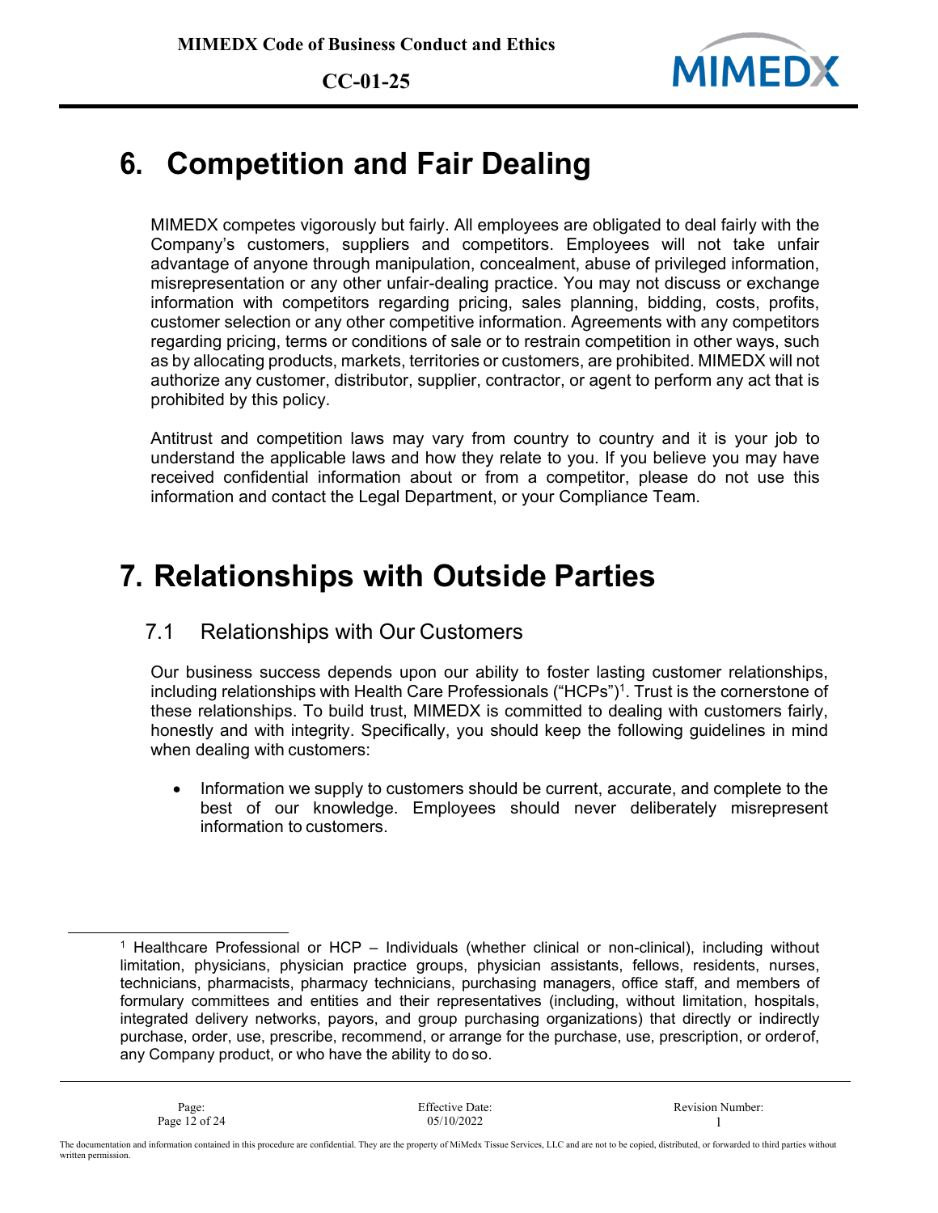# 6. Competition and Fair Dealing

MIMEDX competes vigorously but fairly. All employees are obligated to deal fairly with the Company's customers, suppliers and competitors. Employees will not take unfair advantage of anyone through manipulation, concealment, abuse of privileged information, misrepresentation or any other unfair-dealing practice. You may not discuss or exchange information with competitors regarding pricing, sales planning, bidding, costs, profits, customer selection or any other competitive information. Agreements with any competitors regarding pricing, terms or conditions of sale or to restrain competition in other ways, such as by allocating products, markets, territories or customers, are prohibited. MIMEDX will not authorize any customer, distributor, supplier, contractor, or agent to perform any act that is prohibited by this policy.

Antitrust and competition laws may vary from country to country and it is your job to understand the applicable laws and how they relate to you. If you believe you may have received confidential information about or from a competitor, please do not use this information and contact the Legal Department, or your Compliance Team.

# 7. Relationships with Outside Parties

## 7.1 Relationships with Our Customers

Our business success depends upon our ability to foster lasting customer relationships, including relationships with Health Care Professionals ("HCPs")[1]. Trust is the cornerstone of these relationships. To build trust, MIMEDX is committed to dealing with customers fairly, honestly and with integrity. Specifically, you should keep the following guidelines in mind when dealing with customers:

- Information we supply to customers should be current, accurate, and complete to the best of our knowledge. Employees should never deliberately misrepresent information to customers.

---

[1] Healthcare Professional or HCP – Individuals (whether clinical or non-clinical), including without limitation, physicians, physician practice groups, physician assistants, fellows, residents, nurses, technicians, pharmacists, pharmacy technicians, purchasing managers, office staff, and members of formulary committees and entities and their representatives (including, without limitation, hospitals, integrated delivery networks, payors, and group purchasing organizations) that directly or indirectly purchase, order, use, prescribe, recommend, or arrange for the purchase, use, prescription, or order of, any Company product, or who have the ability to do so.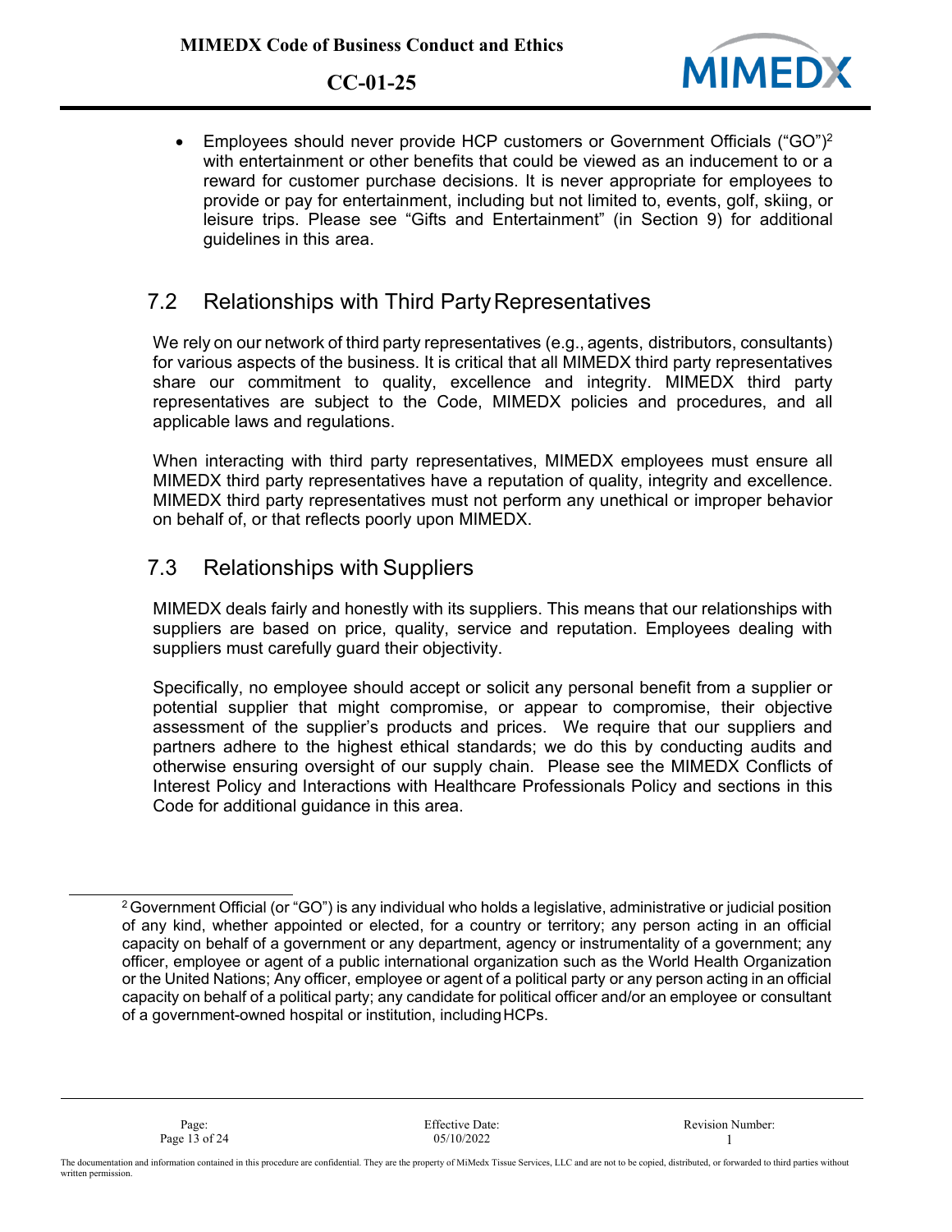- Employees should never provide HCP customers or Government Officials ("GO")[2] with entertainment or other benefits that could be viewed as an inducement to or a reward for customer purchase decisions. It is never appropriate for employees to provide or pay for entertainment, including but not limited to, events, golf, skiing, or leisure trips. Please see "Gifts and Entertainment" (in Section 9) for additional guidelines in this area.

## 7.2 Relationships with Third Party Representatives

We rely on our network of third party representatives (e.g., agents, distributors, consultants) for various aspects of the business. It is critical that all MIMEDX third party representatives share our commitment to quality, excellence and integrity. MIMEDX third party representatives are subject to the Code, MIMEDX policies and procedures, and all applicable laws and regulations.

When interacting with third party representatives, MIMEDX employees must ensure all MIMEDX third party representatives have a reputation of quality, integrity and excellence. MIMEDX third party representatives must not perform any unethical or improper behavior on behalf of, or that reflects poorly upon MIMEDX.

## 7.3 Relationships with Suppliers

MIMEDX deals fairly and honestly with its suppliers. This means that our relationships with suppliers are based on price, quality, service and reputation. Employees dealing with suppliers must carefully guard their objectivity.

Specifically, no employee should accept or solicit any personal benefit from a supplier or potential supplier that might compromise, or appear to compromise, their objective assessment of the supplier's products and prices. We require that our suppliers and partners adhere to the highest ethical standards; we do this by conducting audits and otherwise ensuring oversight of our supply chain. Please see the MIMEDX Conflicts of Interest Policy and Interactions with Healthcare Professionals Policy and sections in this Code for additional guidance in this area.

---

[2] Government Official (or "GO") is any individual who holds a legislative, administrative or judicial position of any kind, whether appointed or elected, for a country or territory; any person acting in an official capacity on behalf of a government or any department, agency or instrumentality of a government; any officer, employee or agent of a public international organization such as the World Health Organization or the United Nations; Any officer, employee or agent of a political party or any person acting in an official capacity on behalf of a political party; any candidate for political officer and/or an employee or consultant of a government-owned hospital or institution, including HCPs.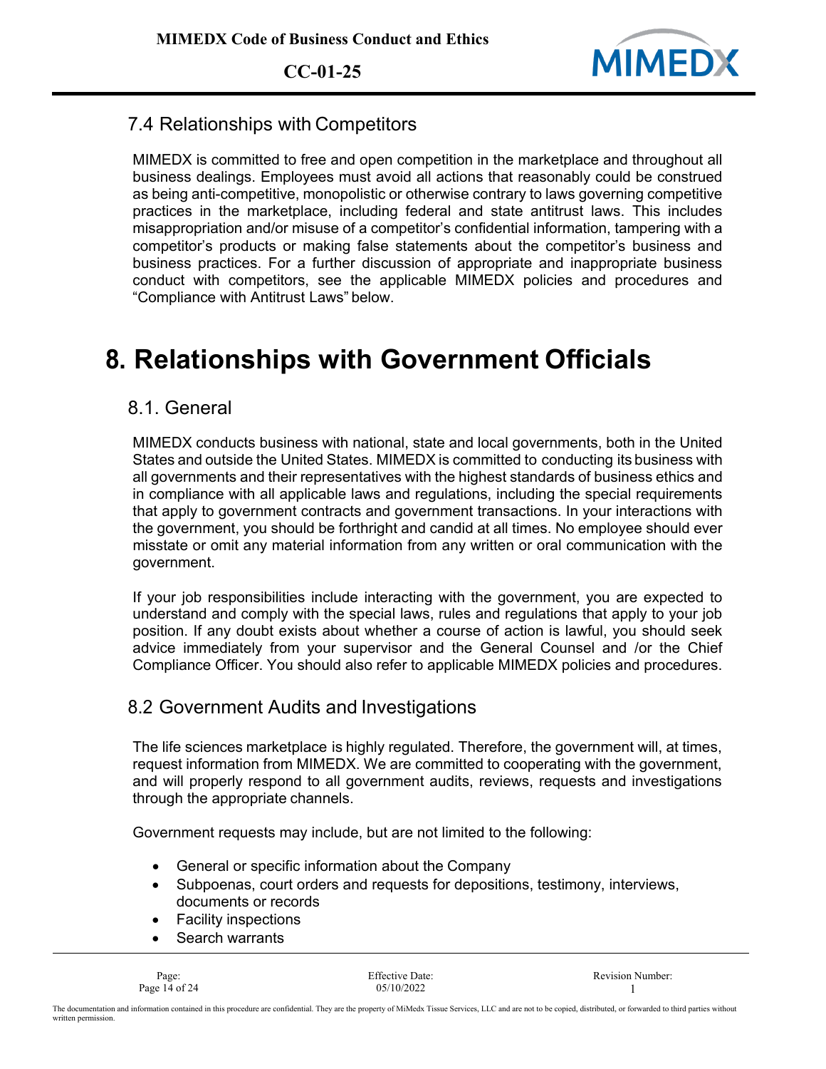## 7.4 Relationships with Competitors

MIMEDX is committed to free and open competition in the marketplace and throughout all business dealings. Employees must avoid all actions that reasonably could be construed as being anti-competitive, monopolistic or otherwise contrary to laws governing competitive practices in the marketplace, including federal and state antitrust laws. This includes misappropriation and/or misuse of a competitor's confidential information, tampering with a competitor's products or making false statements about the competitor's business and business practices. For a further discussion of appropriate and inappropriate business conduct with competitors, see the applicable MIMEDX policies and procedures and "Compliance with Antitrust Laws" below.

# 8. Relationships with Government Officials

## 8.1. General

MIMEDX conducts business with national, state and local governments, both in the United States and outside the United States. MIMEDX is committed to conducting its business with all governments and their representatives with the highest standards of business ethics and in compliance with all applicable laws and regulations, including the special requirements that apply to government contracts and government transactions. In your interactions with the government, you should be forthright and candid at all times. No employee should ever misstate or omit any material information from any written or oral communication with the government.

If your job responsibilities include interacting with the government, you are expected to understand and comply with the special laws, rules and regulations that apply to your job position. If any doubt exists about whether a course of action is lawful, you should seek advice immediately from your supervisor and the General Counsel and /or the Chief Compliance Officer. You should also refer to applicable MIMEDX policies and procedures.

## 8.2 Government Audits and Investigations

The life sciences marketplace is highly regulated. Therefore, the government will, at times, request information from MIMEDX. We are committed to cooperating with the government, and will properly respond to all government audits, reviews, requests and investigations through the appropriate channels.

Government requests may include, but are not limited to the following:

- General or specific information about the Company
- Subpoenas, court orders and requests for depositions, testimony, interviews, documents or records
- Facility inspections
- Search warrants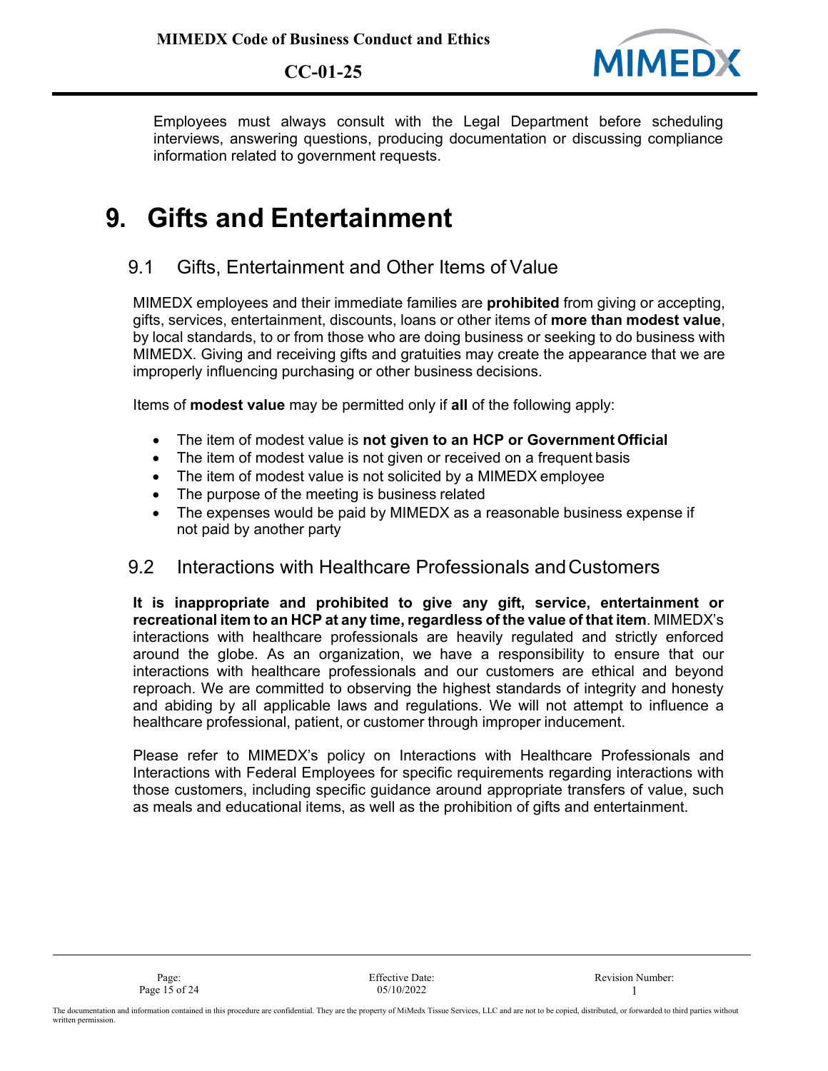Employees must always consult with the Legal Department before scheduling interviews, answering questions, producing documentation or discussing compliance information related to government requests.

# 9. Gifts and Entertainment

## 9.1 Gifts, Entertainment and Other Items of Value

MIMEDX employees and their immediate families are **prohibited** from giving or accepting, gifts, services, entertainment, discounts, loans or other items of **more than modest value**, by local standards, to or from those who are doing business or seeking to do business with MIMEDX. Giving and receiving gifts and gratuities may create the appearance that we are improperly influencing purchasing or other business decisions.

Items of **modest value** may be permitted only if **all** of the following apply:

- The item of modest value is **not given to an HCP or Government Official**
- The item of modest value is not given or received on a frequent basis
- The item of modest value is not solicited by a MIMEDX employee
- The purpose of the meeting is business related
- The expenses would be paid by MIMEDX as a reasonable business expense if not paid by another party

## 9.2 Interactions with Healthcare Professionals and Customers

**It is inappropriate and prohibited to give any gift, service, entertainment or recreational item to an HCP at any time, regardless of the value of that item**. MIMEDX's interactions with healthcare professionals are heavily regulated and strictly enforced around the globe. As an organization, we have a responsibility to ensure that our interactions with healthcare professionals and our customers are ethical and beyond reproach. We are committed to observing the highest standards of integrity and honesty and abiding by all applicable laws and regulations. We will not attempt to influence a healthcare professional, patient, or customer through improper inducement.

Please refer to MIMEDX's policy on Interactions with Healthcare Professionals and Interactions with Federal Employees for specific requirements regarding interactions with those customers, including specific guidance around appropriate transfers of value, such as meals and educational items, as well as the prohibition of gifts and entertainment.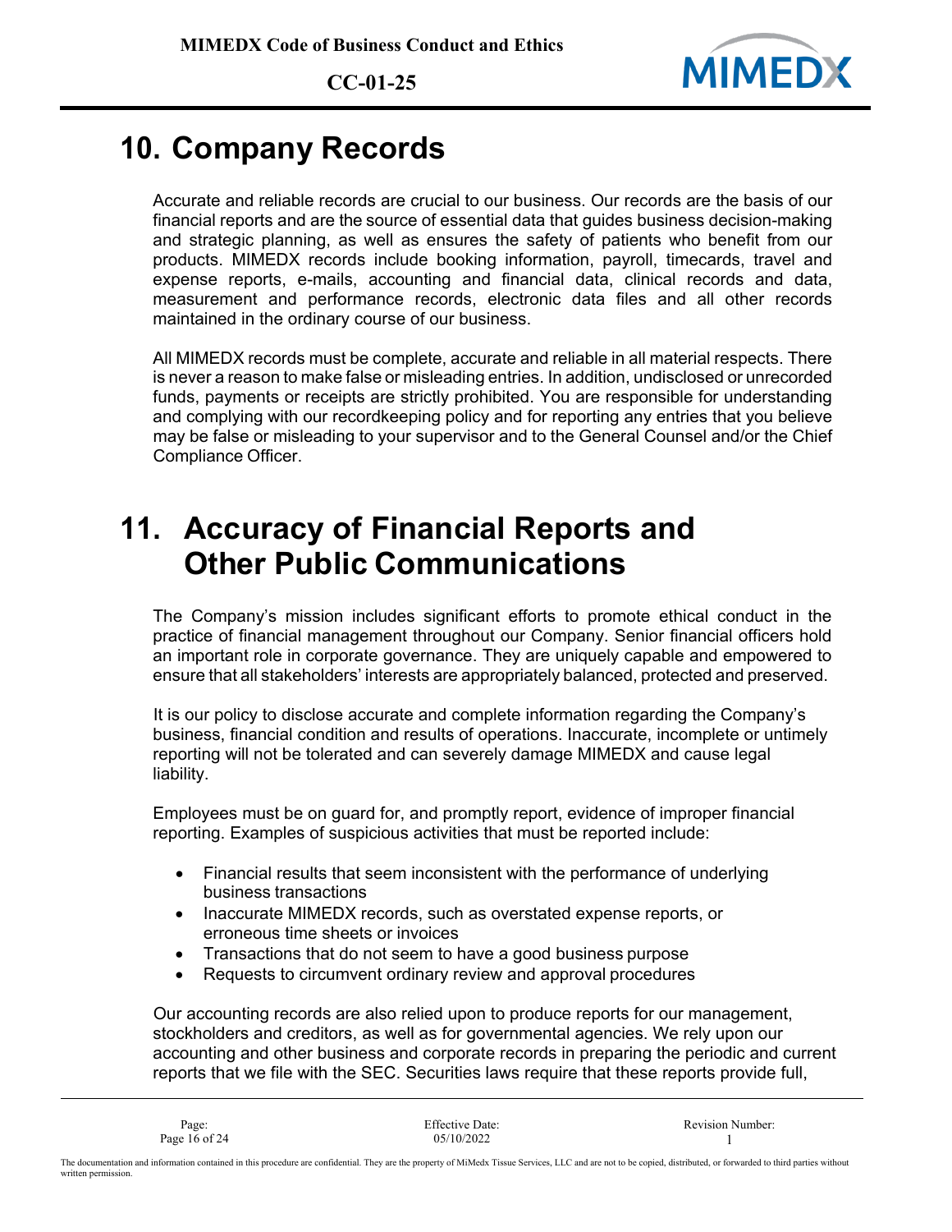# 10. Company Records

Accurate and reliable records are crucial to our business. Our records are the basis of our financial reports and are the source of essential data that guides business decision-making and strategic planning, as well as ensures the safety of patients who benefit from our products. MIMEDX records include booking information, payroll, timecards, travel and expense reports, e-mails, accounting and financial data, clinical records and data, measurement and performance records, electronic data files and all other records maintained in the ordinary course of our business.

All MIMEDX records must be complete, accurate and reliable in all material respects. There is never a reason to make false or misleading entries. In addition, undisclosed or unrecorded funds, payments or receipts are strictly prohibited. You are responsible for understanding and complying with our recordkeeping policy and for reporting any entries that you believe may be false or misleading to your supervisor and to the General Counsel and/or the Chief Compliance Officer.

# 11. Accuracy of Financial Reports and Other Public Communications

The Company's mission includes significant efforts to promote ethical conduct in the practice of financial management throughout our Company. Senior financial officers hold an important role in corporate governance. They are uniquely capable and empowered to ensure that all stakeholders' interests are appropriately balanced, protected and preserved.

It is our policy to disclose accurate and complete information regarding the Company's business, financial condition and results of operations. Inaccurate, incomplete or untimely reporting will not be tolerated and can severely damage MIMEDX and cause legal liability.

Employees must be on guard for, and promptly report, evidence of improper financial reporting. Examples of suspicious activities that must be reported include:

- Financial results that seem inconsistent with the performance of underlying business transactions
- Inaccurate MIMEDX records, such as overstated expense reports, or erroneous time sheets or invoices
- Transactions that do not seem to have a good business purpose
- Requests to circumvent ordinary review and approval procedures

Our accounting records are also relied upon to produce reports for our management, stockholders and creditors, as well as for governmental agencies. We rely upon our accounting and other business and corporate records in preparing the periodic and current reports that we file with the SEC. Securities laws require that these reports provide full,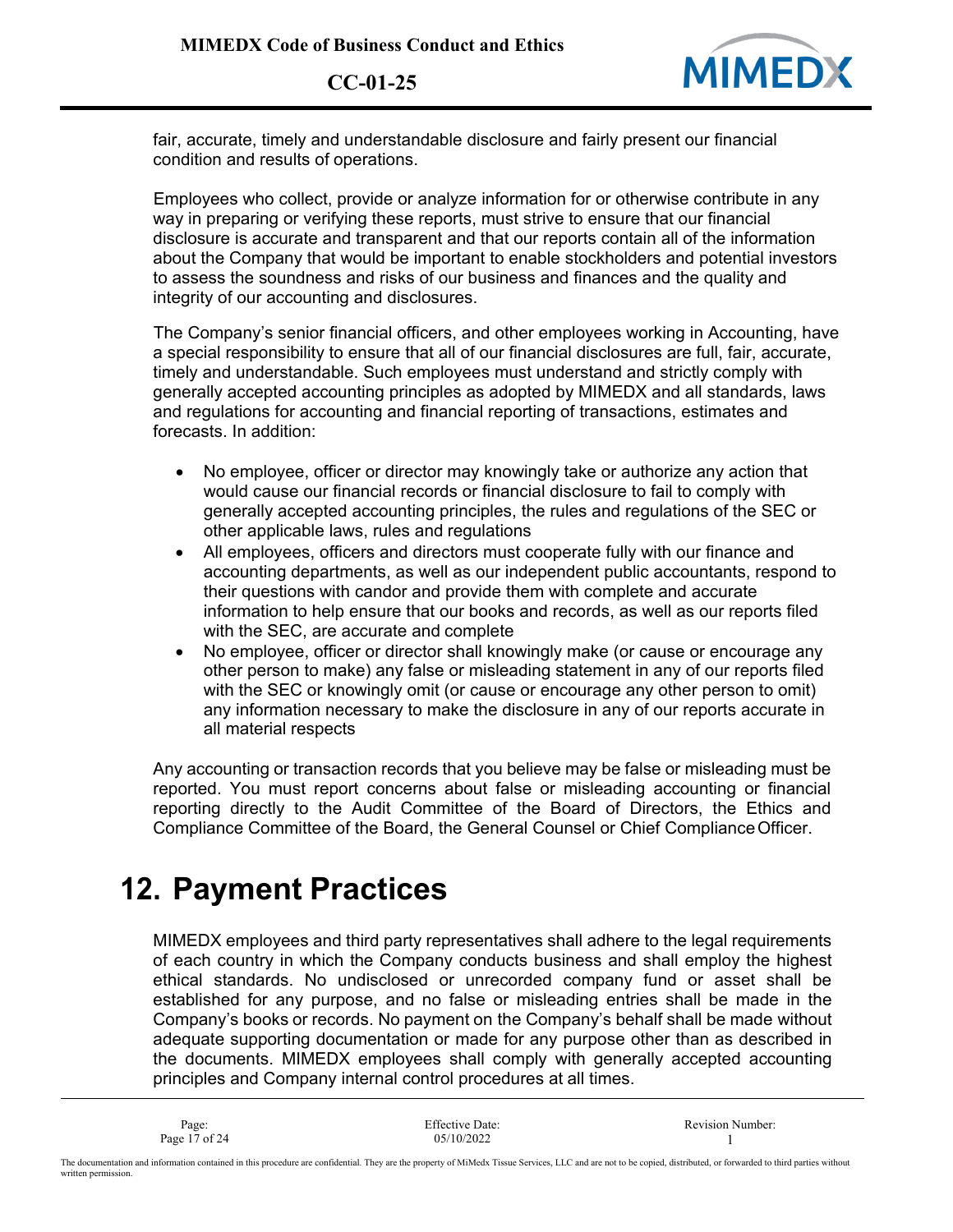fair, accurate, timely and understandable disclosure and fairly present our financial condition and results of operations.

Employees who collect, provide or analyze information for or otherwise contribute in any way in preparing or verifying these reports, must strive to ensure that our financial disclosure is accurate and transparent and that our reports contain all of the information about the Company that would be important to enable stockholders and potential investors to assess the soundness and risks of our business and finances and the quality and integrity of our accounting and disclosures.

The Company's senior financial officers, and other employees working in Accounting, have a special responsibility to ensure that all of our financial disclosures are full, fair, accurate, timely and understandable. Such employees must understand and strictly comply with generally accepted accounting principles as adopted by MIMEDX and all standards, laws and regulations for accounting and financial reporting of transactions, estimates and forecasts. In addition:

- No employee, officer or director may knowingly take or authorize any action that would cause our financial records or financial disclosure to fail to comply with generally accepted accounting principles, the rules and regulations of the SEC or other applicable laws, rules and regulations
- All employees, officers and directors must cooperate fully with our finance and accounting departments, as well as our independent public accountants, respond to their questions with candor and provide them with complete and accurate information to help ensure that our books and records, as well as our reports filed with the SEC, are accurate and complete
- No employee, officer or director shall knowingly make (or cause or encourage any other person to make) any false or misleading statement in any of our reports filed with the SEC or knowingly omit (or cause or encourage any other person to omit) any information necessary to make the disclosure in any of our reports accurate in all material respects

Any accounting or transaction records that you believe may be false or misleading must be reported. You must report concerns about false or misleading accounting or financial reporting directly to the Audit Committee of the Board of Directors, the Ethics and Compliance Committee of the Board, the General Counsel or Chief Compliance Officer.

# 12. Payment Practices

MIMEDX employees and third party representatives shall adhere to the legal requirements of each country in which the Company conducts business and shall employ the highest ethical standards. No undisclosed or unrecorded company fund or asset shall be established for any purpose, and no false or misleading entries shall be made in the Company's books or records. No payment on the Company's behalf shall be made without adequate supporting documentation or made for any purpose other than as described in the documents. MIMEDX employees shall comply with generally accepted accounting principles and Company internal control procedures at all times.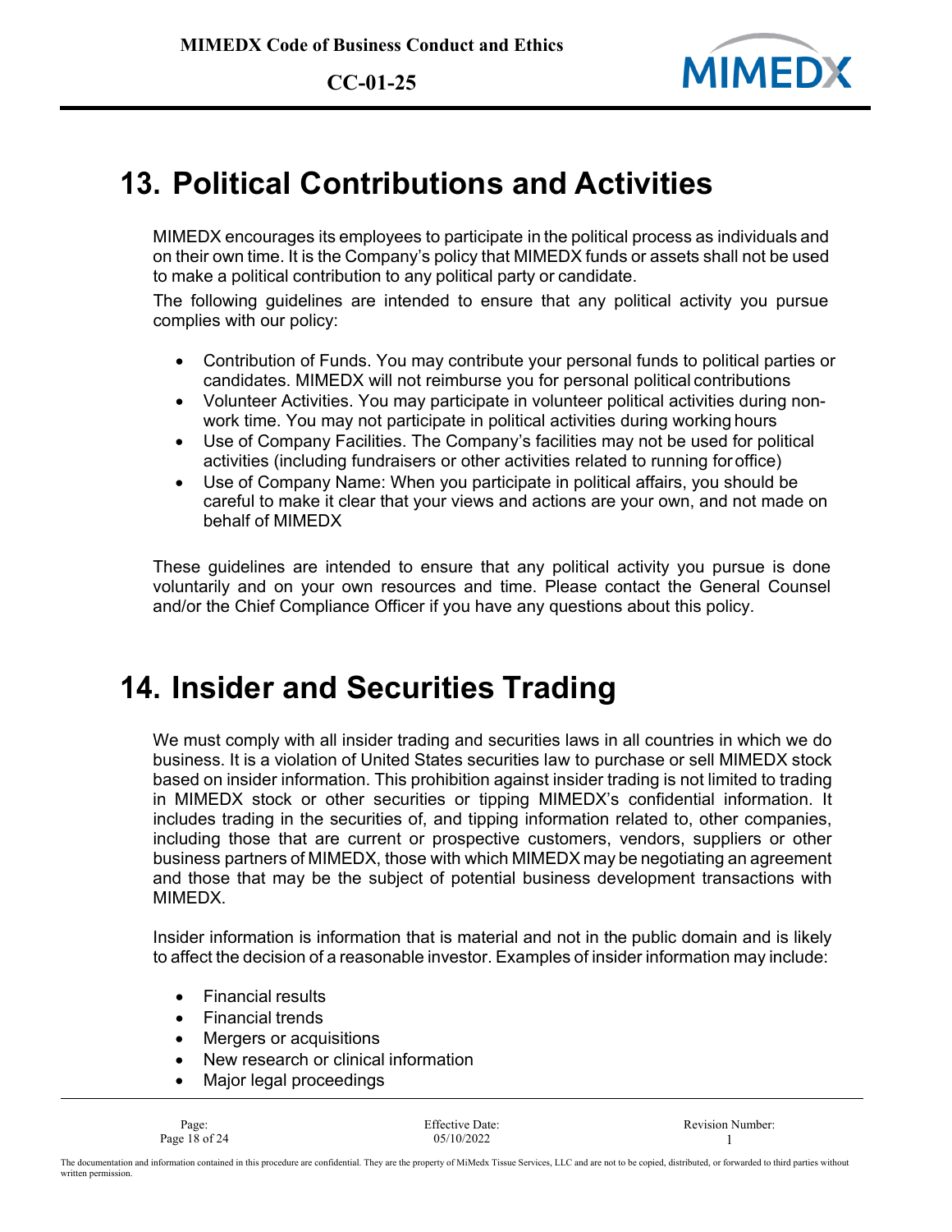## 13. Political Contributions and Activities

MIMEDX encourages its employees to participate in the political process as individuals and on their own time. It is the Company's policy that MIMEDX funds or assets shall not be used to make a political contribution to any political party or candidate.

The following guidelines are intended to ensure that any political activity you pursue complies with our policy:

- Contribution of Funds. You may contribute your personal funds to political parties or candidates. MIMEDX will not reimburse you for personal political contributions
- Volunteer Activities. You may participate in volunteer political activities during non-work time. You may not participate in political activities during working hours
- Use of Company Facilities. The Company's facilities may not be used for political activities (including fundraisers or other activities related to running for office)
- Use of Company Name: When you participate in political affairs, you should be careful to make it clear that your views and actions are your own, and not made on behalf of MIMEDX

These guidelines are intended to ensure that any political activity you pursue is done voluntarily and on your own resources and time. Please contact the General Counsel and/or the Chief Compliance Officer if you have any questions about this policy.

## 14. Insider and Securities Trading

We must comply with all insider trading and securities laws in all countries in which we do business. It is a violation of United States securities law to purchase or sell MIMEDX stock based on insider information. This prohibition against insider trading is not limited to trading in MIMEDX stock or other securities or tipping MIMEDX's confidential information. It includes trading in the securities of, and tipping information related to, other companies, including those that are current or prospective customers, vendors, suppliers or other business partners of MIMEDX, those with which MIMEDX may be negotiating an agreement and those that may be the subject of potential business development transactions with MIMEDX.

Insider information is information that is material and not in the public domain and is likely to affect the decision of a reasonable investor. Examples of insider information may include:

- Financial results
- Financial trends
- Mergers or acquisitions
- New research or clinical information
- Major legal proceedings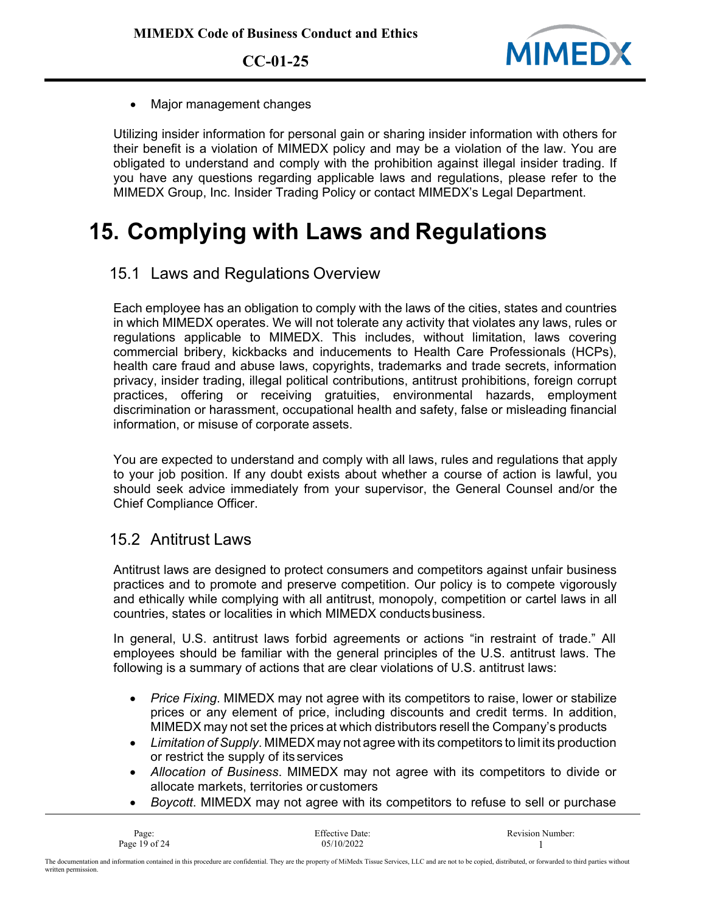- Major management changes

Utilizing insider information for personal gain or sharing insider information with others for their benefit is a violation of MIMEDX policy and may be a violation of the law. You are obligated to understand and comply with the prohibition against illegal insider trading. If you have any questions regarding applicable laws and regulations, please refer to the MIMEDX Group, Inc. Insider Trading Policy or contact MIMEDX's Legal Department.

# 15. Complying with Laws and Regulations

## 15.1 Laws and Regulations Overview

Each employee has an obligation to comply with the laws of the cities, states and countries in which MIMEDX operates. We will not tolerate any activity that violates any laws, rules or regulations applicable to MIMEDX. This includes, without limitation, laws covering commercial bribery, kickbacks and inducements to Health Care Professionals (HCPs), health care fraud and abuse laws, copyrights, trademarks and trade secrets, information privacy, insider trading, illegal political contributions, antitrust prohibitions, foreign corrupt practices, offering or receiving gratuities, environmental hazards, employment discrimination or harassment, occupational health and safety, false or misleading financial information, or misuse of corporate assets.

You are expected to understand and comply with all laws, rules and regulations that apply to your job position. If any doubt exists about whether a course of action is lawful, you should seek advice immediately from your supervisor, the General Counsel and/or the Chief Compliance Officer.

## 15.2 Antitrust Laws

Antitrust laws are designed to protect consumers and competitors against unfair business practices and to promote and preserve competition. Our policy is to compete vigorously and ethically while complying with all antitrust, monopoly, competition or cartel laws in all countries, states or localities in which MIMEDX conducts business.

In general, U.S. antitrust laws forbid agreements or actions "in restraint of trade." All employees should be familiar with the general principles of the U.S. antitrust laws. The following is a summary of actions that are clear violations of U.S. antitrust laws:

- *Price Fixing*. MIMEDX may not agree with its competitors to raise, lower or stabilize prices or any element of price, including discounts and credit terms. In addition, MIMEDX may not set the prices at which distributors resell the Company's products
- *Limitation of Supply*. MIMEDX may not agree with its competitors to limit its production or restrict the supply of its services
- *Allocation of Business*. MIMEDX may not agree with its competitors to divide or allocate markets, territories or customers
- *Boycott*. MIMEDX may not agree with its competitors to refuse to sell or purchase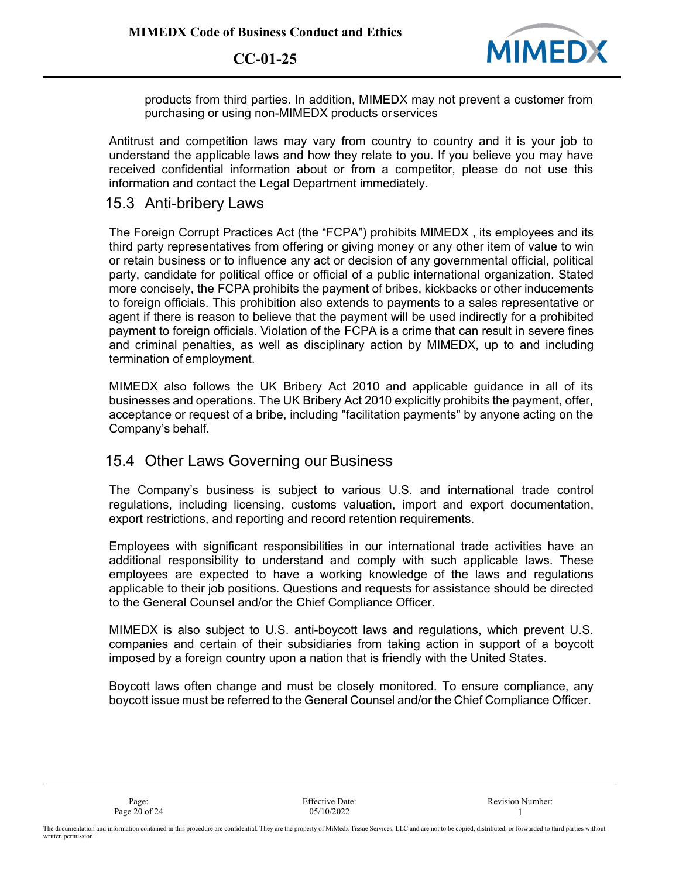products from third parties. In addition, MIMEDX may not prevent a customer from purchasing or using non-MIMEDX products orservices

Antitrust and competition laws may vary from country to country and it is your job to understand the applicable laws and how they relate to you. If you believe you may have received confidential information about or from a competitor, please do not use this information and contact the Legal Department immediately.

## 15.3 Anti-bribery Laws

The Foreign Corrupt Practices Act (the "FCPA") prohibits MIMEDX , its employees and its third party representatives from offering or giving money or any other item of value to win or retain business or to influence any act or decision of any governmental official, political party, candidate for political office or official of a public international organization. Stated more concisely, the FCPA prohibits the payment of bribes, kickbacks or other inducements to foreign officials. This prohibition also extends to payments to a sales representative or agent if there is reason to believe that the payment will be used indirectly for a prohibited payment to foreign officials. Violation of the FCPA is a crime that can result in severe fines and criminal penalties, as well as disciplinary action by MIMEDX, up to and including termination of employment.

MIMEDX also follows the UK Bribery Act 2010 and applicable guidance in all of its businesses and operations. The UK Bribery Act 2010 explicitly prohibits the payment, offer, acceptance or request of a bribe, including "facilitation payments" by anyone acting on the Company's behalf.

## 15.4 Other Laws Governing our Business

The Company's business is subject to various U.S. and international trade control regulations, including licensing, customs valuation, import and export documentation, export restrictions, and reporting and record retention requirements.

Employees with significant responsibilities in our international trade activities have an additional responsibility to understand and comply with such applicable laws. These employees are expected to have a working knowledge of the laws and regulations applicable to their job positions. Questions and requests for assistance should be directed to the General Counsel and/or the Chief Compliance Officer.

MIMEDX is also subject to U.S. anti-boycott laws and regulations, which prevent U.S. companies and certain of their subsidiaries from taking action in support of a boycott imposed by a foreign country upon a nation that is friendly with the United States.

Boycott laws often change and must be closely monitored. To ensure compliance, any boycott issue must be referred to the General Counsel and/or the Chief Compliance Officer.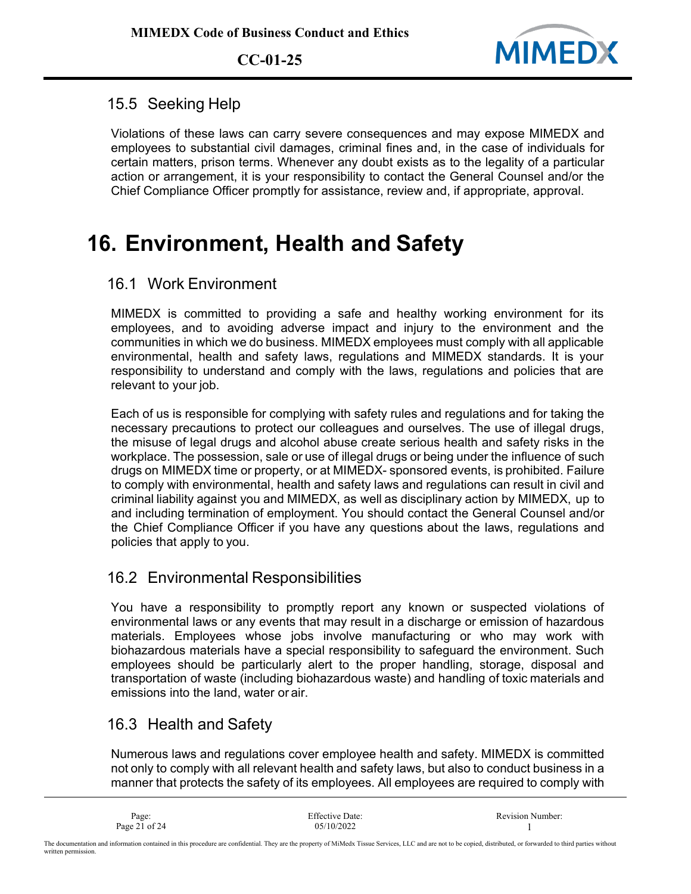## 15.5 Seeking Help

Violations of these laws can carry severe consequences and may expose MIMEDX and employees to substantial civil damages, criminal fines and, in the case of individuals for certain matters, prison terms. Whenever any doubt exists as to the legality of a particular action or arrangement, it is your responsibility to contact the General Counsel and/or the Chief Compliance Officer promptly for assistance, review and, if appropriate, approval.

# 16. Environment, Health and Safety

## 16.1 Work Environment

MIMEDX is committed to providing a safe and healthy working environment for its employees, and to avoiding adverse impact and injury to the environment and the communities in which we do business. MIMEDX employees must comply with all applicable environmental, health and safety laws, regulations and MIMEDX standards. It is your responsibility to understand and comply with the laws, regulations and policies that are relevant to your job.

Each of us is responsible for complying with safety rules and regulations and for taking the necessary precautions to protect our colleagues and ourselves. The use of illegal drugs, the misuse of legal drugs and alcohol abuse create serious health and safety risks in the workplace. The possession, sale or use of illegal drugs or being under the influence of such drugs on MIMEDX time or property, or at MIMEDX- sponsored events, is prohibited. Failure to comply with environmental, health and safety laws and regulations can result in civil and criminal liability against you and MIMEDX, as well as disciplinary action by MIMEDX, up to and including termination of employment. You should contact the General Counsel and/or the Chief Compliance Officer if you have any questions about the laws, regulations and policies that apply to you.

## 16.2 Environmental Responsibilities

You have a responsibility to promptly report any known or suspected violations of environmental laws or any events that may result in a discharge or emission of hazardous materials. Employees whose jobs involve manufacturing or who may work with biohazardous materials have a special responsibility to safeguard the environment. Such employees should be particularly alert to the proper handling, storage, disposal and transportation of waste (including biohazardous waste) and handling of toxic materials and emissions into the land, water or air.

## 16.3 Health and Safety

Numerous laws and regulations cover employee health and safety. MIMEDX is committed not only to comply with all relevant health and safety laws, but also to conduct business in a manner that protects the safety of its employees. All employees are required to comply with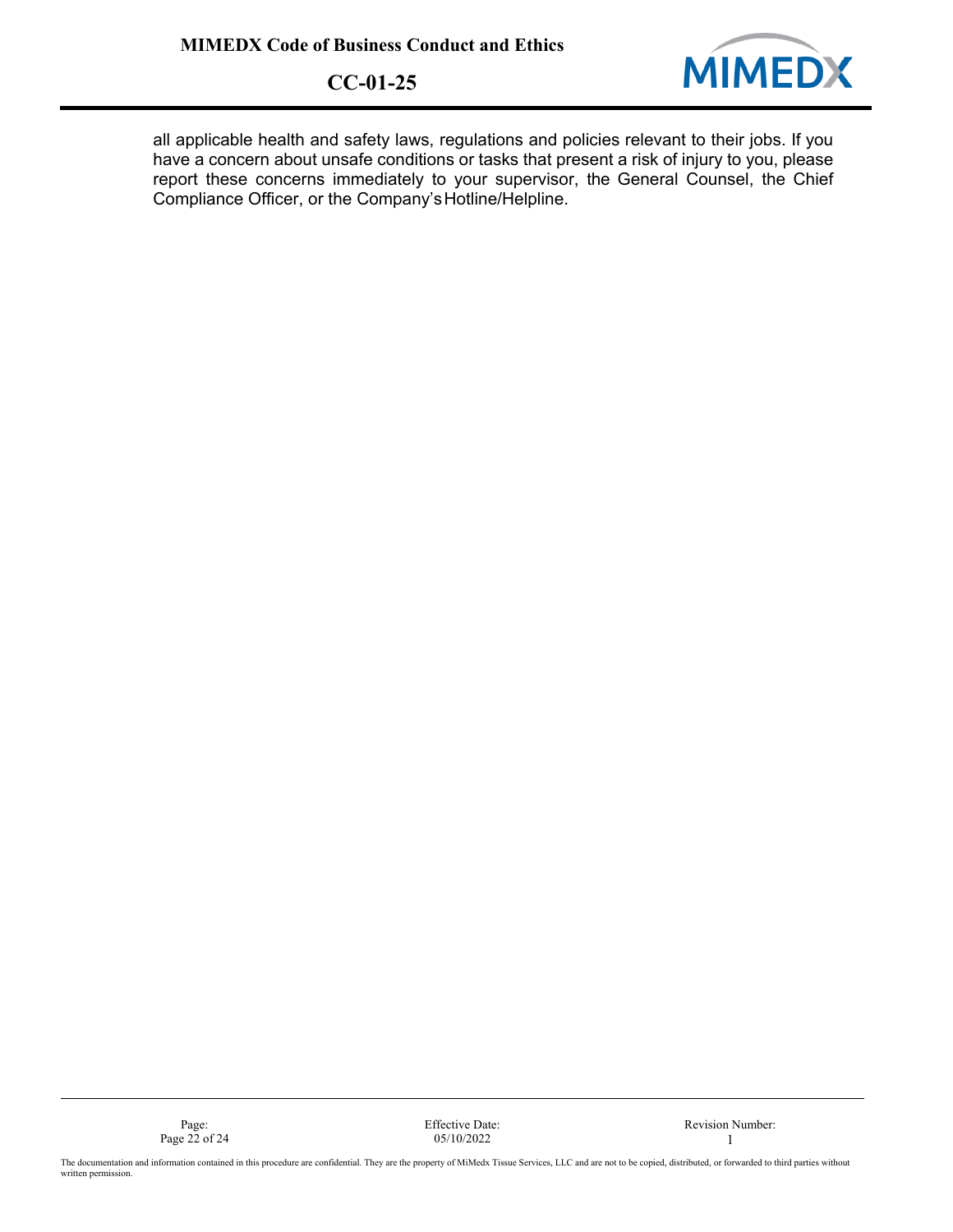all applicable health and safety laws, regulations and policies relevant to their jobs. If you have a concern about unsafe conditions or tasks that present a risk of injury to you, please report these concerns immediately to your supervisor, the General Counsel, the Chief Compliance Officer, or the Company's Hotline/Helpline.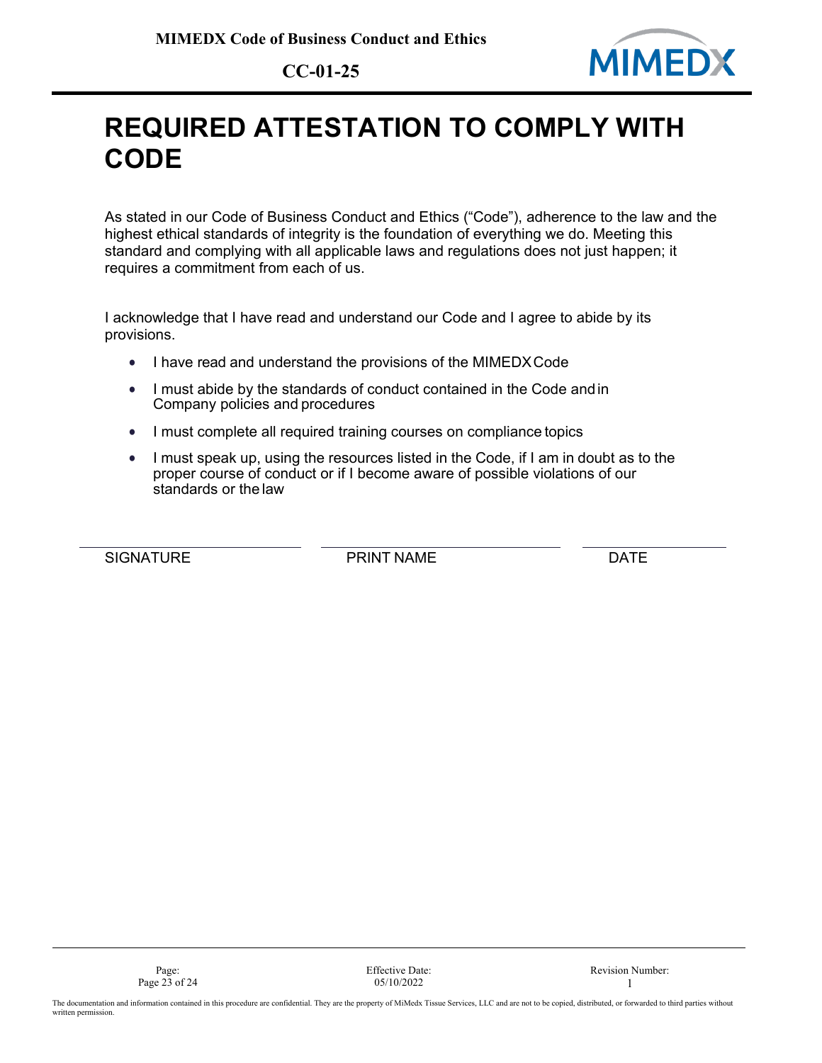# REQUIRED ATTESTATION TO COMPLY WITH CODE

As stated in our Code of Business Conduct and Ethics ("Code"), adherence to the law and the highest ethical standards of integrity is the foundation of everything we do. Meeting this standard and complying with all applicable laws and regulations does not just happen; it requires a commitment from each of us.

I acknowledge that I have read and understand our Code and I agree to abide by its provisions.

- I have read and understand the provisions of the MIMEDX Code
- I must abide by the standards of conduct contained in the Code and in Company policies and procedures
- I must complete all required training courses on compliance topics
- I must speak up, using the resources listed in the Code, if I am in doubt as to the proper course of conduct or if I become aware of possible violations of our standards or the law

| SIGNATURE | PRINT NAME | DATE |
|---|---|---|
| | | |

The documentation and information contained in this procedure are confidential. They are the property of MiMedx Tissue Services, LLC and are not to be copied, distributed, or forwarded to third parties without written permission.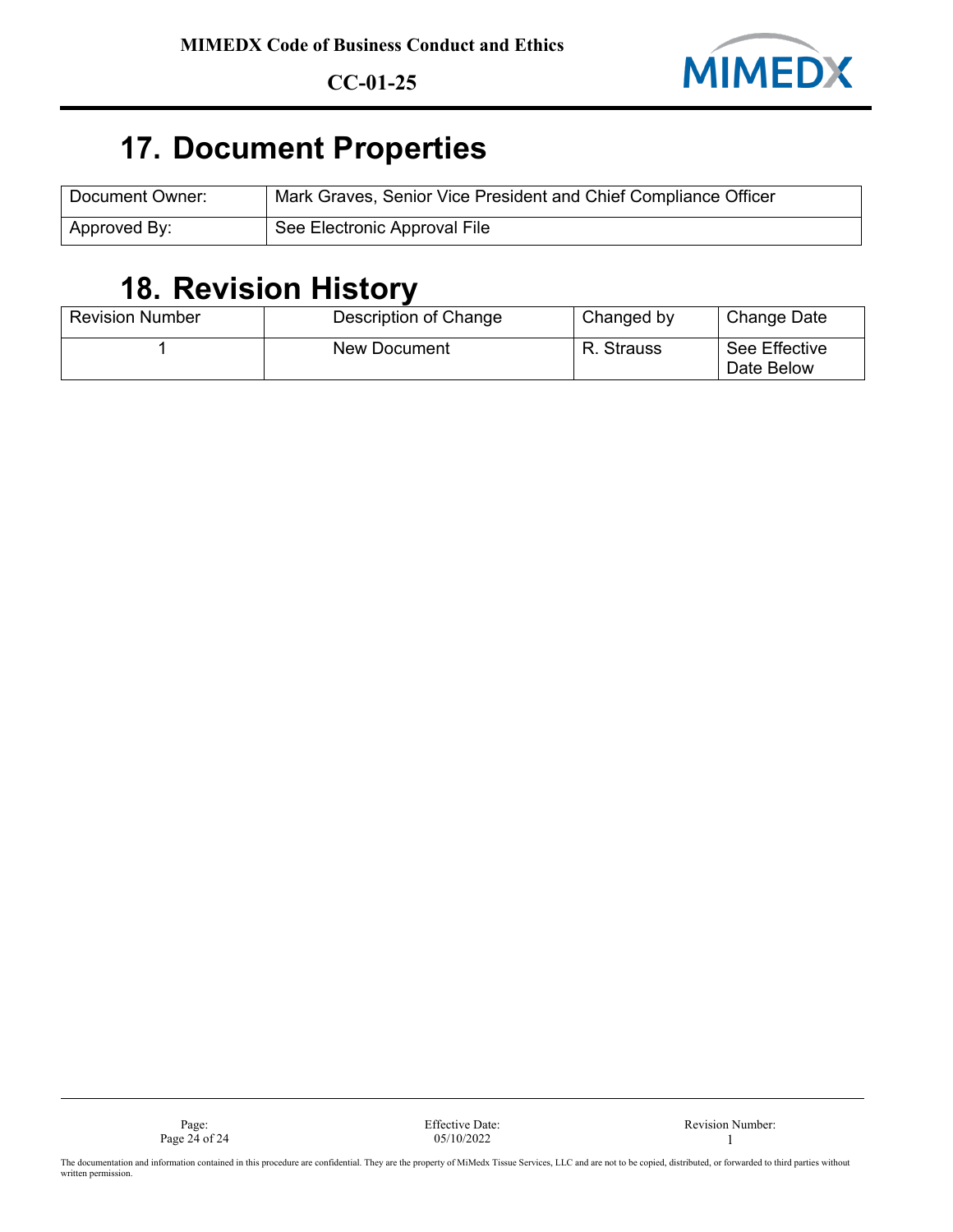# 17. Document Properties

| | |
|---|---|
| Document Owner: | Mark Graves, Senior Vice President and Chief Compliance Officer |
| Approved By: | See Electronic Approval File |

# 18. Revision History

| Revision Number | Description of Change | Changed by | Change Date |
|---|---|---|---|
| 1 | New Document | R. Strauss | See Effective Date Below |